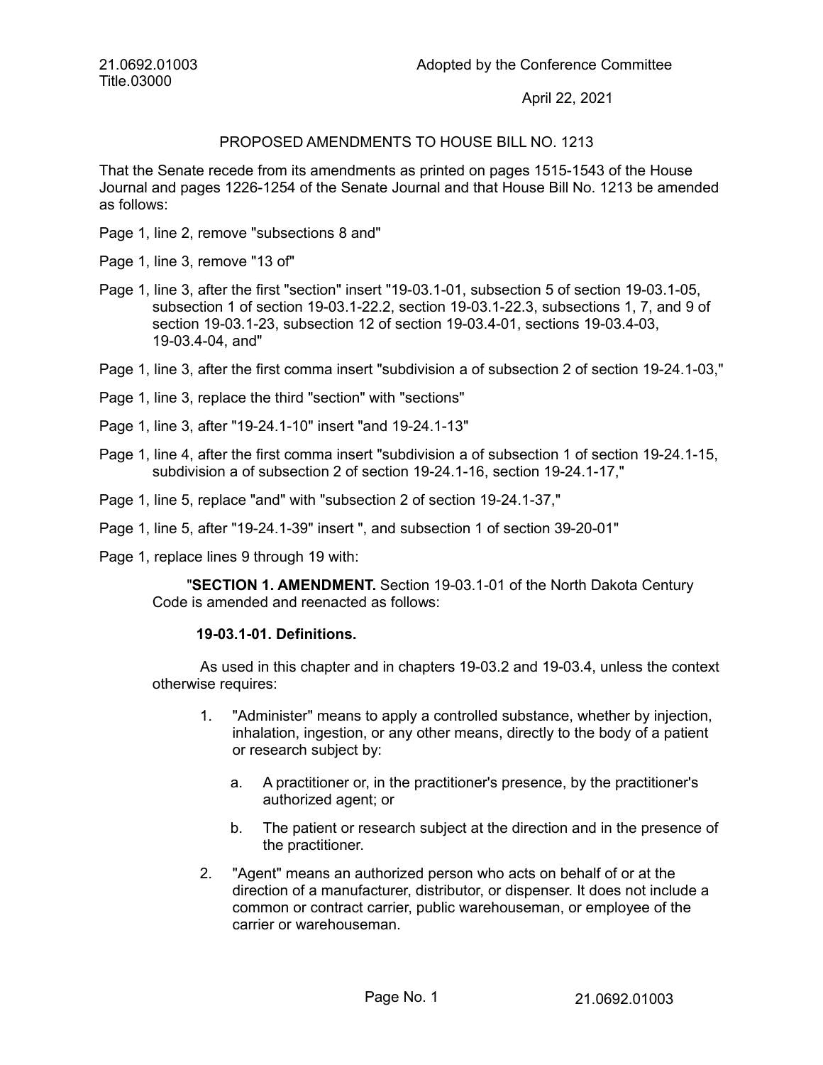21.0692.01003
Title.03000

Adopted by the Conference Committee

April 22, 2021

PROPOSED AMENDMENTS TO HOUSE BILL NO. 1213

That the Senate recede from its amendments as printed on pages 1515-1543 of the House Journal and pages 1226-1254 of the Senate Journal and that House Bill No. 1213 be amended as follows:

Page 1, line 2, remove "subsections 8 and"

Page 1, line 3, remove "13 of"

Page 1, line 3, after the first "section" insert "19-03.1-01, subsection 5 of section 19-03.1-05, subsection 1 of section 19-03.1-22.2, section 19-03.1-22.3, subsections 1, 7, and 9 of section 19-03.1-23, subsection 12 of section 19-03.4-01, sections 19-03.4-03, 19-03.4-04, and"

Page 1, line 3, after the first comma insert "subdivision a of subsection 2 of section 19-24.1-03,"

Page 1, line 3, replace the third "section" with "sections"

Page 1, line 3, after "19-24.1-10" insert "and 19-24.1-13"

Page 1, line 4, after the first comma insert "subdivision a of subsection 1 of section 19-24.1-15, subdivision a of subsection 2 of section 19-24.1-16, section 19-24.1-17,"

Page 1, line 5, replace "and" with "subsection 2 of section 19-24.1-37,"

Page 1, line 5, after "19-24.1-39" insert ", and subsection 1 of section 39-20-01"

Page 1, replace lines 9 through 19 with:

"**SECTION 1. AMENDMENT.** Section 19-03.1-01 of the North Dakota Century Code is amended and reenacted as follows:

**19-03.1-01. Definitions.**

As used in this chapter and in chapters 19-03.2 and 19-03.4, unless the context otherwise requires:

1. "Administer" means to apply a controlled substance, whether by injection, inhalation, ingestion, or any other means, directly to the body of a patient or research subject by:

   a. A practitioner or, in the practitioner's presence, by the practitioner's authorized agent; or

   b. The patient or research subject at the direction and in the presence of the practitioner.

2. "Agent" means an authorized person who acts on behalf of or at the direction of a manufacturer, distributor, or dispenser. It does not include a common or contract carrier, public warehouseman, or employee of the carrier or warehouseman.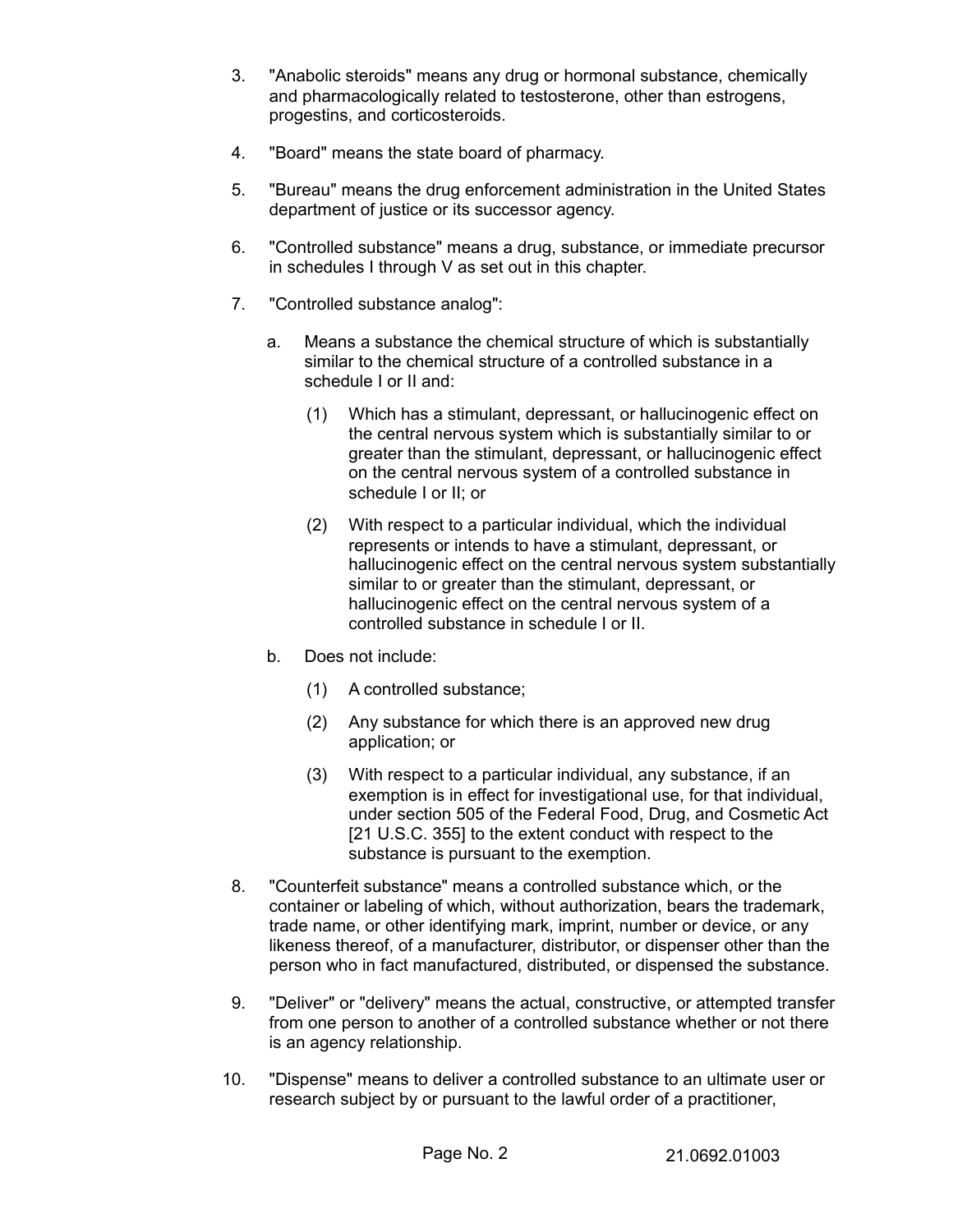3. "Anabolic steroids" means any drug or hormonal substance, chemically and pharmacologically related to testosterone, other than estrogens, progestins, and corticosteroids.

4. "Board" means the state board of pharmacy.

5. "Bureau" means the drug enforcement administration in the United States department of justice or its successor agency.

6. "Controlled substance" means a drug, substance, or immediate precursor in schedules I through V as set out in this chapter.

7. "Controlled substance analog":

   a. Means a substance the chemical structure of which is substantially similar to the chemical structure of a controlled substance in a schedule I or II and:

      (1) Which has a stimulant, depressant, or hallucinogenic effect on the central nervous system which is substantially similar to or greater than the stimulant, depressant, or hallucinogenic effect on the central nervous system of a controlled substance in schedule I or II; or

      (2) With respect to a particular individual, which the individual represents or intends to have a stimulant, depressant, or hallucinogenic effect on the central nervous system substantially similar to or greater than the stimulant, depressant, or hallucinogenic effect on the central nervous system of a controlled substance in schedule I or II.

   b. Does not include:

      (1) A controlled substance;

      (2) Any substance for which there is an approved new drug application; or

      (3) With respect to a particular individual, any substance, if an exemption is in effect for investigational use, for that individual, under section 505 of the Federal Food, Drug, and Cosmetic Act [21 U.S.C. 355] to the extent conduct with respect to the substance is pursuant to the exemption.

8. "Counterfeit substance" means a controlled substance which, or the container or labeling of which, without authorization, bears the trademark, trade name, or other identifying mark, imprint, number or device, or any likeness thereof, of a manufacturer, distributor, or dispenser other than the person who in fact manufactured, distributed, or dispensed the substance.

9. "Deliver" or "delivery" means the actual, constructive, or attempted transfer from one person to another of a controlled substance whether or not there is an agency relationship.

10. "Dispense" means to deliver a controlled substance to an ultimate user or research subject by or pursuant to the lawful order of a practitioner,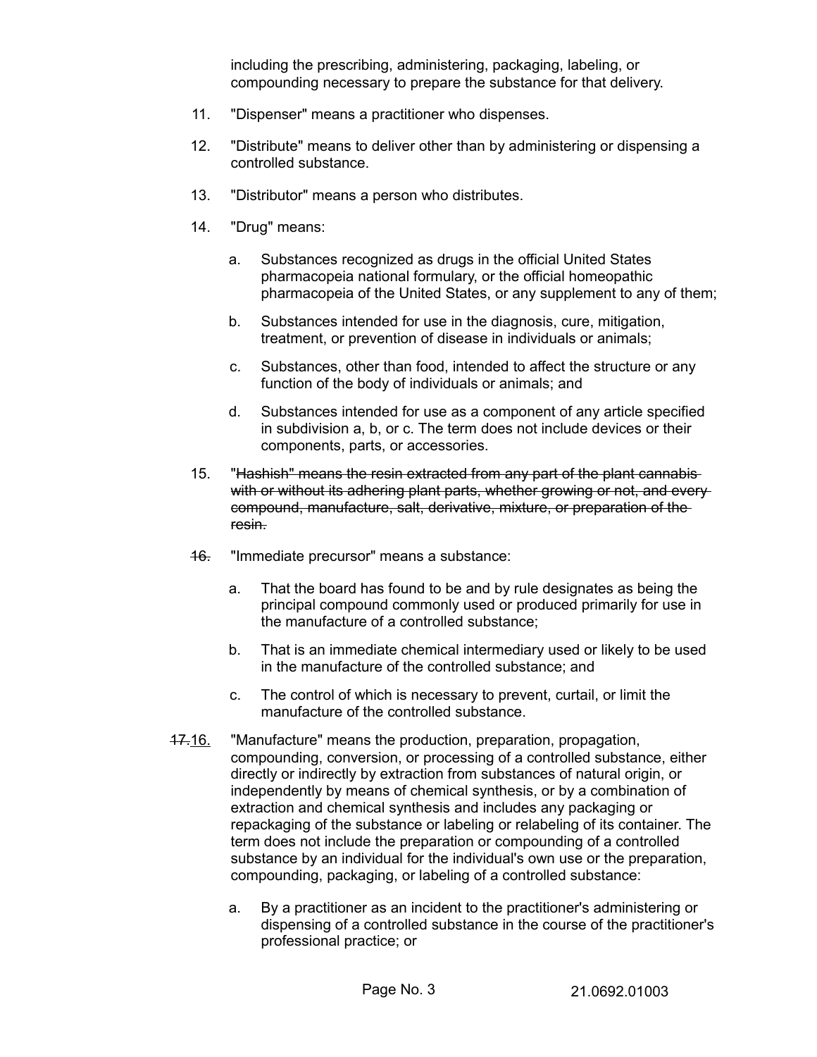including the prescribing, administering, packaging, labeling, or compounding necessary to prepare the substance for that delivery.

11. "Dispenser" means a practitioner who dispenses.

12. "Distribute" means to deliver other than by administering or dispensing a controlled substance.

13. "Distributor" means a person who distributes.

14. "Drug" means:

    a. Substances recognized as drugs in the official United States pharmacopeia national formulary, or the official homeopathic pharmacopeia of the United States, or any supplement to any of them;

    b. Substances intended for use in the diagnosis, cure, mitigation, treatment, or prevention of disease in individuals or animals;

    c. Substances, other than food, intended to affect the structure or any function of the body of individuals or animals; and

    d. Substances intended for use as a component of any article specified in subdivision a, b, or c. The term does not include devices or their components, parts, or accessories.

15. "~~Hashish" means the resin extracted from any part of the plant cannabis with or without its adhering plant parts, whether growing or not, and every compound, manufacture, salt, derivative, mixture, or preparation of the resin.~~

~~16.~~ "Immediate precursor" means a substance:

    a. That the board has found to be and by rule designates as being the principal compound commonly used or produced primarily for use in the manufacture of a controlled substance;

    b. That is an immediate chemical intermediary used or likely to be used in the manufacture of the controlled substance; and

    c. The control of which is necessary to prevent, curtail, or limit the manufacture of the controlled substance.

~~17.~~16. "Manufacture" means the production, preparation, propagation, compounding, conversion, or processing of a controlled substance, either directly or indirectly by extraction from substances of natural origin, or independently by means of chemical synthesis, or by a combination of extraction and chemical synthesis and includes any packaging or repackaging of the substance or labeling or relabeling of its container. The term does not include the preparation or compounding of a controlled substance by an individual for the individual's own use or the preparation, compounding, packaging, or labeling of a controlled substance:

    a. By a practitioner as an incident to the practitioner's administering or dispensing of a controlled substance in the course of the practitioner's professional practice; or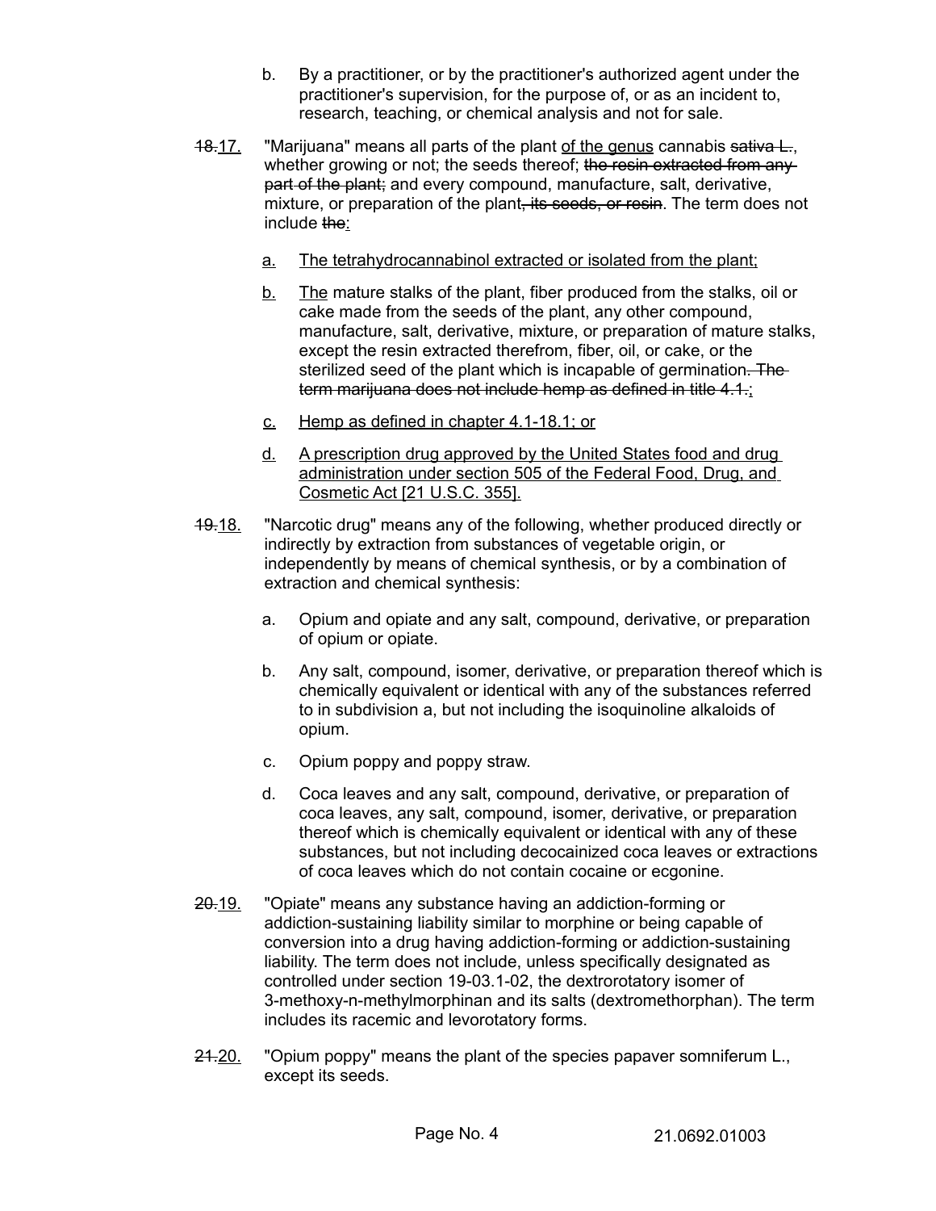b. By a practitioner, or by the practitioner's authorized agent under the practitioner's supervision, for the purpose of, or as an incident to, research, teaching, or chemical analysis and not for sale.

~~18.~~17. "Marijuana" means all parts of the plant of the genus cannabis ~~sativa L.~~, whether growing or not; the seeds thereof; ~~the resin extracted from any part of the plant;~~ and every compound, manufacture, salt, derivative, mixture, or preparation of the plant~~, its seeds, or resin~~. The term does not include ~~the~~:

a. The tetrahydrocannabinol extracted or isolated from the plant;

b. The mature stalks of the plant, fiber produced from the stalks, oil or cake made from the seeds of the plant, any other compound, manufacture, salt, derivative, mixture, or preparation of mature stalks, except the resin extracted therefrom, fiber, oil, or cake, or the sterilized seed of the plant which is incapable of germination~~. The term marijuana does not include hemp as defined in title 4.1.~~;

c. Hemp as defined in chapter 4.1-18.1; or

d. A prescription drug approved by the United States food and drug administration under section 505 of the Federal Food, Drug, and Cosmetic Act [21 U.S.C. 355].

~~19.~~18. "Narcotic drug" means any of the following, whether produced directly or indirectly by extraction from substances of vegetable origin, or independently by means of chemical synthesis, or by a combination of extraction and chemical synthesis:

a. Opium and opiate and any salt, compound, derivative, or preparation of opium or opiate.

b. Any salt, compound, isomer, derivative, or preparation thereof which is chemically equivalent or identical with any of the substances referred to in subdivision a, but not including the isoquinoline alkaloids of opium.

c. Opium poppy and poppy straw.

d. Coca leaves and any salt, compound, derivative, or preparation of coca leaves, any salt, compound, isomer, derivative, or preparation thereof which is chemically equivalent or identical with any of these substances, but not including decocainized coca leaves or extractions of coca leaves which do not contain cocaine or ecgonine.

~~20.~~19. "Opiate" means any substance having an addiction-forming or addiction-sustaining liability similar to morphine or being capable of conversion into a drug having addiction-forming or addiction-sustaining liability. The term does not include, unless specifically designated as controlled under section 19-03.1-02, the dextrorotatory isomer of 3-methoxy-n-methylmorphinan and its salts (dextromethorphan). The term includes its racemic and levorotatory forms.

~~21.~~20. "Opium poppy" means the plant of the species papaver somniferum L., except its seeds.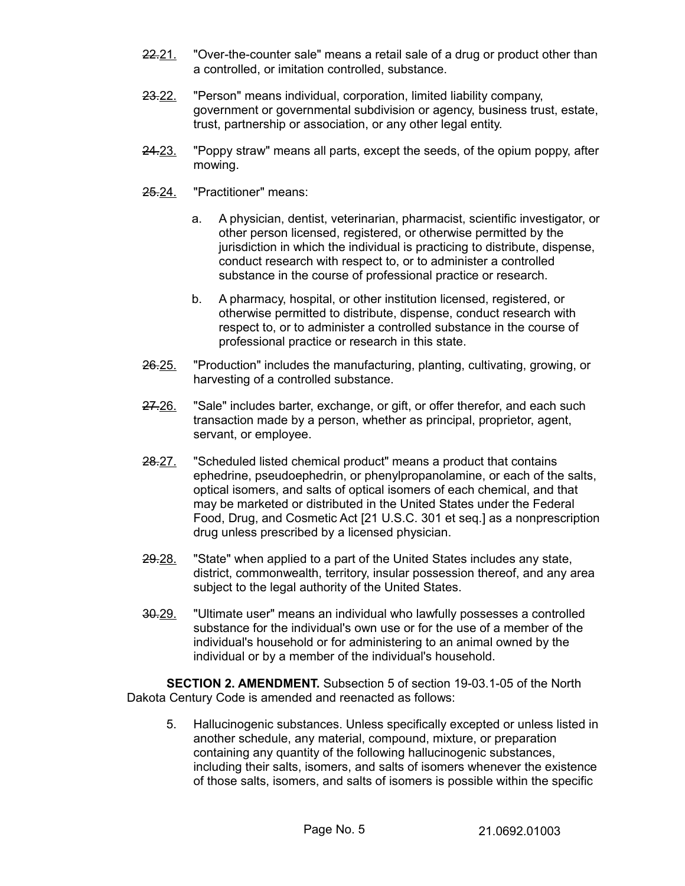~~22.~~21. "Over-the-counter sale" means a retail sale of a drug or product other than a controlled, or imitation controlled, substance.

~~23.~~22. "Person" means individual, corporation, limited liability company, government or governmental subdivision or agency, business trust, estate, trust, partnership or association, or any other legal entity.

~~24.~~23. "Poppy straw" means all parts, except the seeds, of the opium poppy, after mowing.

~~25.~~24. "Practitioner" means:

a. A physician, dentist, veterinarian, pharmacist, scientific investigator, or other person licensed, registered, or otherwise permitted by the jurisdiction in which the individual is practicing to distribute, dispense, conduct research with respect to, or to administer a controlled substance in the course of professional practice or research.

b. A pharmacy, hospital, or other institution licensed, registered, or otherwise permitted to distribute, dispense, conduct research with respect to, or to administer a controlled substance in the course of professional practice or research in this state.

~~26.~~25. "Production" includes the manufacturing, planting, cultivating, growing, or harvesting of a controlled substance.

~~27.~~26. "Sale" includes barter, exchange, or gift, or offer therefor, and each such transaction made by a person, whether as principal, proprietor, agent, servant, or employee.

~~28.~~27. "Scheduled listed chemical product" means a product that contains ephedrine, pseudoephedrin, or phenylpropanolamine, or each of the salts, optical isomers, and salts of optical isomers of each chemical, and that may be marketed or distributed in the United States under the Federal Food, Drug, and Cosmetic Act [21 U.S.C. 301 et seq.] as a nonprescription drug unless prescribed by a licensed physician.

~~29.~~28. "State" when applied to a part of the United States includes any state, district, commonwealth, territory, insular possession thereof, and any area subject to the legal authority of the United States.

~~30.~~29. "Ultimate user" means an individual who lawfully possesses a controlled substance for the individual's own use or for the use of a member of the individual's household or for administering to an animal owned by the individual or by a member of the individual's household.

**SECTION 2. AMENDMENT.** Subsection 5 of section 19-03.1-05 of the North Dakota Century Code is amended and reenacted as follows:

5. Hallucinogenic substances. Unless specifically excepted or unless listed in another schedule, any material, compound, mixture, or preparation containing any quantity of the following hallucinogenic substances, including their salts, isomers, and salts of isomers whenever the existence of those salts, isomers, and salts of isomers is possible within the specific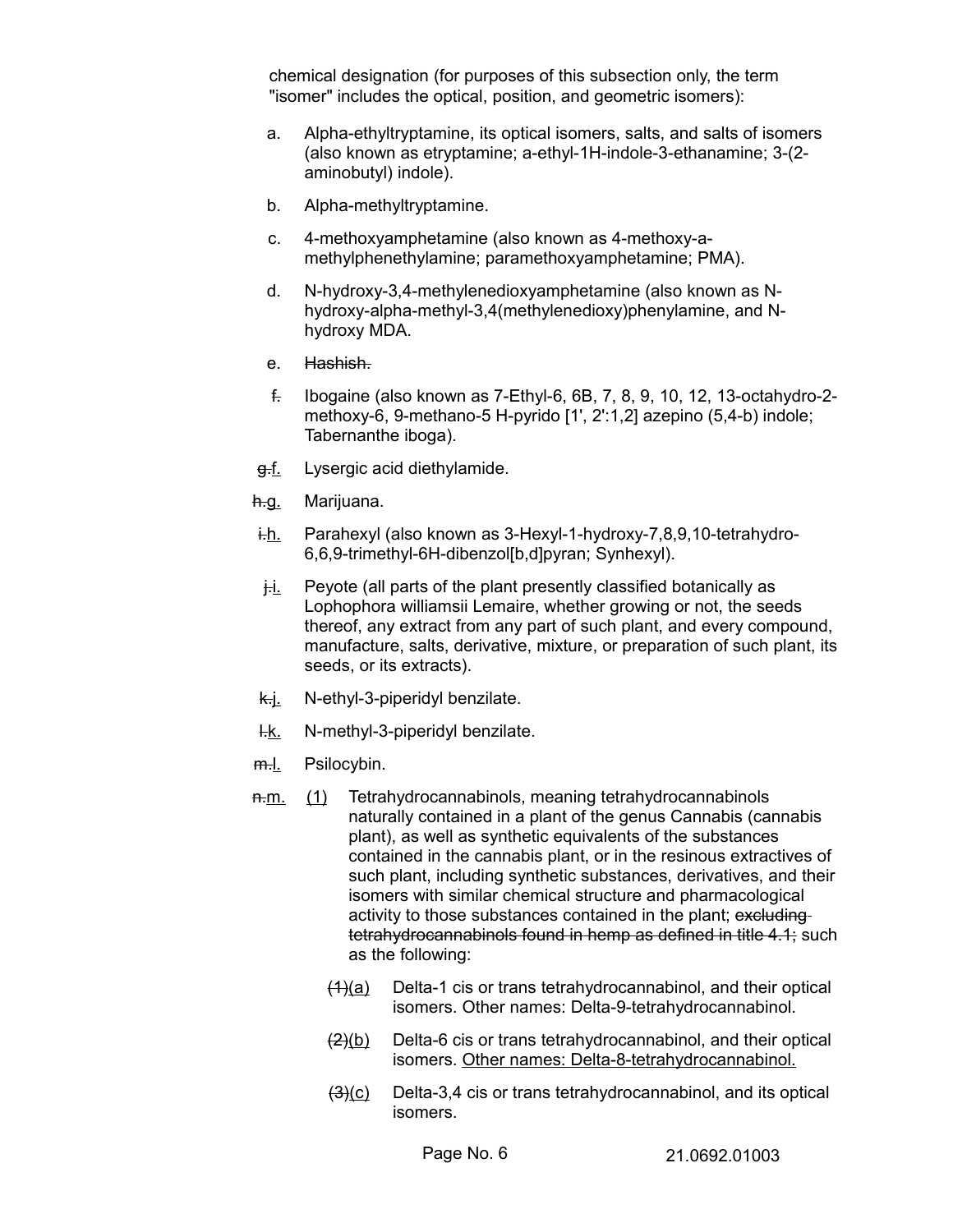chemical designation (for purposes of this subsection only, the term "isomer" includes the optical, position, and geometric isomers):

a. Alpha-ethyltryptamine, its optical isomers, salts, and salts of isomers (also known as etryptamine; a-ethyl-1H-indole-3-ethanamine; 3-(2-aminobutyl) indole).

b. Alpha-methyltryptamine.

c. 4-methoxyamphetamine (also known as 4-methoxy-a-methylphenethylamine; paramethoxyamphetamine; PMA).

d. N-hydroxy-3,4-methylenedioxyamphetamine (also known as N-hydroxy-alpha-methyl-3,4(methylenedioxy)phenylamine, and N-hydroxy MDA.

e. ~~Hashish.~~

~~f.~~ Ibogaine (also known as 7-Ethyl-6, 6B, 7, 8, 9, 10, 12, 13-octahydro-2-methoxy-6, 9-methano-5 H-pyrido [1', 2':1,2] azepino (5,4-b) indole; Tabernanthe iboga).

~~g.~~f. Lysergic acid diethylamide.

~~h.~~g. Marijuana.

~~i.~~h. Parahexyl (also known as 3-Hexyl-1-hydroxy-7,8,9,10-tetrahydro-6,6,9-trimethyl-6H-dibenzol[b,d]pyran; Synhexyl).

~~j.~~i. Peyote (all parts of the plant presently classified botanically as Lophophora williamsii Lemaire, whether growing or not, the seeds thereof, any extract from any part of such plant, and every compound, manufacture, salts, derivative, mixture, or preparation of such plant, its seeds, or its extracts).

~~k.~~j. N-ethyl-3-piperidyl benzilate.

~~l.~~k. N-methyl-3-piperidyl benzilate.

~~m.~~l. Psilocybin.

~~n.~~m. (1) Tetrahydrocannabinols, meaning tetrahydrocannabinols naturally contained in a plant of the genus Cannabis (cannabis plant), as well as synthetic equivalents of the substances contained in the cannabis plant, or in the resinous extractives of such plant, including synthetic substances, derivatives, and their isomers with similar chemical structure and pharmacological activity to those substances contained in the plant; ~~excluding tetrahydrocannabinols found in hemp as defined in title 4.1;~~ such as the following:

~~(1)~~(a) Delta-1 cis or trans tetrahydrocannabinol, and their optical isomers. Other names: Delta-9-tetrahydrocannabinol.

~~(2)~~(b) Delta-6 cis or trans tetrahydrocannabinol, and their optical isomers. Other names: Delta-8-tetrahydrocannabinol.

~~(3)~~(c) Delta-3,4 cis or trans tetrahydrocannabinol, and its optical isomers.

21.0692.01003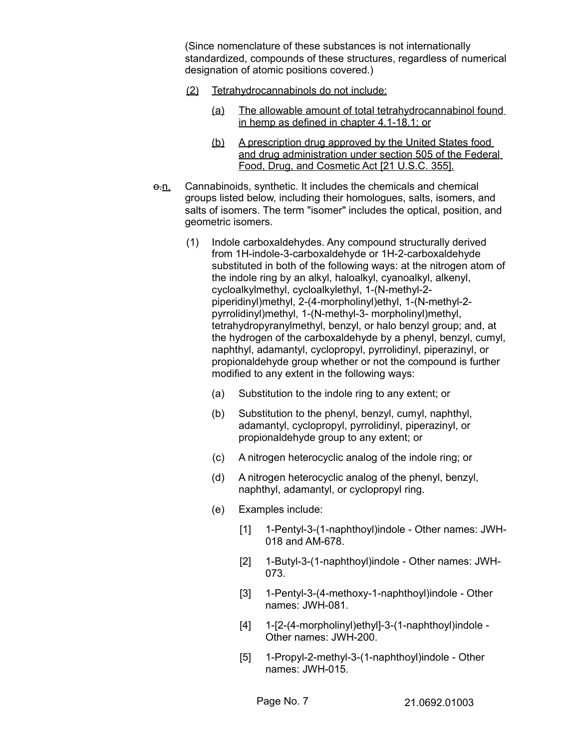(Since nomenclature of these substances is not internationally standardized, compounds of these structures, regardless of numerical designation of atomic positions covered.)

(2) Tetrahydrocannabinols do not include:

(a) The allowable amount of total tetrahydrocannabinol found in hemp as defined in chapter 4.1-18.1; or

(b) A prescription drug approved by the United States food and drug administration under section 505 of the Federal Food, Drug, and Cosmetic Act [21 U.S.C. 355].

~~o.~~n. Cannabinoids, synthetic. It includes the chemicals and chemical groups listed below, including their homologues, salts, isomers, and salts of isomers. The term "isomer" includes the optical, position, and geometric isomers.

(1) Indole carboxaldehydes. Any compound structurally derived from 1H-indole-3-carboxaldehyde or 1H-2-carboxaldehyde substituted in both of the following ways: at the nitrogen atom of the indole ring by an alkyl, haloalkyl, cyanoalkyl, alkenyl, cycloalkylmethyl, cycloalkylethyl, 1-(N-methyl-2-piperidinyl)methyl, 2-(4-morpholinyl)ethyl, 1-(N-methyl-2-pyrrolidinyl)methyl, 1-(N-methyl-3- morpholinyl)methyl, tetrahydropyranylmethyl, benzyl, or halo benzyl group; and, at the hydrogen of the carboxaldehyde by a phenyl, benzyl, cumyl, naphthyl, adamantyl, cyclopropyl, pyrrolidinyl, piperazinyl, or propionaldehyde group whether or not the compound is further modified to any extent in the following ways:

(a) Substitution to the indole ring to any extent; or

(b) Substitution to the phenyl, benzyl, cumyl, naphthyl, adamantyl, cyclopropyl, pyrrolidinyl, piperazinyl, or propionaldehyde group to any extent; or

(c) A nitrogen heterocyclic analog of the indole ring; or

(d) A nitrogen heterocyclic analog of the phenyl, benzyl, naphthyl, adamantyl, or cyclopropyl ring.

(e) Examples include:

[1] 1-Pentyl-3-(1-naphthoyl)indole - Other names: JWH-018 and AM-678.

[2] 1-Butyl-3-(1-naphthoyl)indole - Other names: JWH-073.

[3] 1-Pentyl-3-(4-methoxy-1-naphthoyl)indole - Other names: JWH-081.

[4] 1-[2-(4-morpholinyl)ethyl]-3-(1-naphthoyl)indole - Other names: JWH-200.

[5] 1-Propyl-2-methyl-3-(1-naphthoyl)indole - Other names: JWH-015.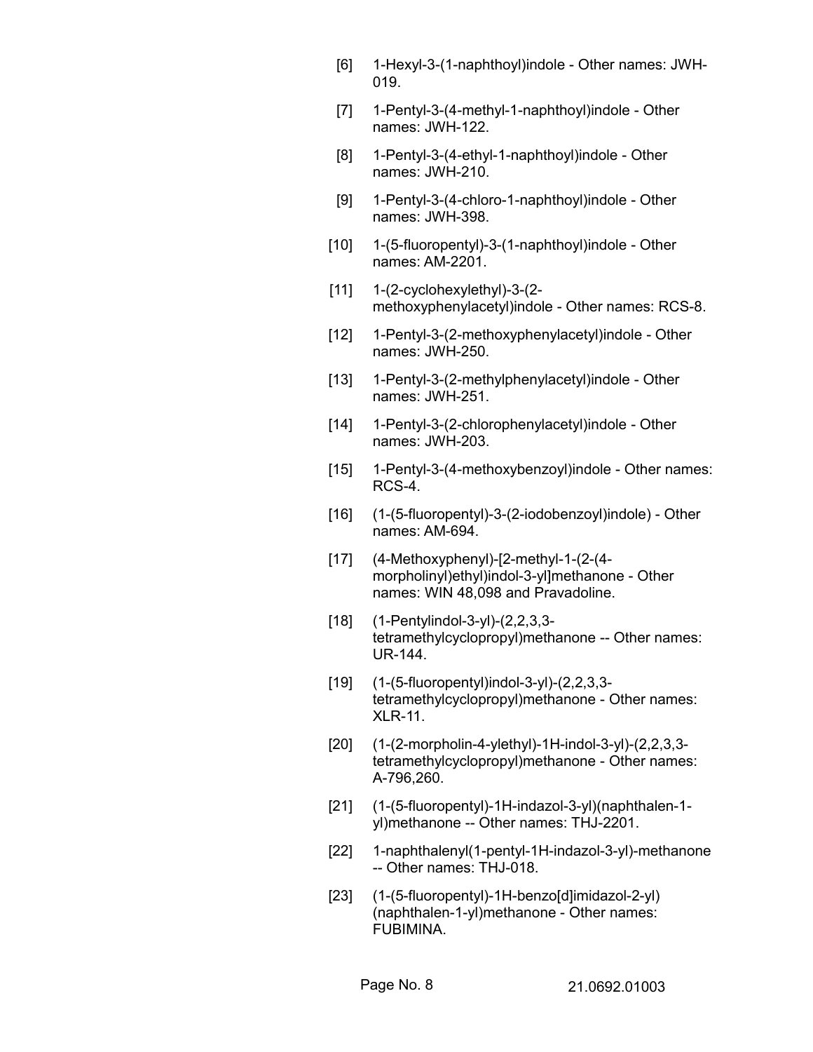[6] 1-Hexyl-3-(1-naphthoyl)indole - Other names: JWH-019.

[7] 1-Pentyl-3-(4-methyl-1-naphthoyl)indole - Other names: JWH-122.

[8] 1-Pentyl-3-(4-ethyl-1-naphthoyl)indole - Other names: JWH-210.

[9] 1-Pentyl-3-(4-chloro-1-naphthoyl)indole - Other names: JWH-398.

[10] 1-(5-fluoropentyl)-3-(1-naphthoyl)indole - Other names: AM-2201.

[11] 1-(2-cyclohexylethyl)-3-(2-methoxyphenylacetyl)indole - Other names: RCS-8.

[12] 1-Pentyl-3-(2-methoxyphenylacetyl)indole - Other names: JWH-250.

[13] 1-Pentyl-3-(2-methylphenylacetyl)indole - Other names: JWH-251.

[14] 1-Pentyl-3-(2-chlorophenylacetyl)indole - Other names: JWH-203.

[15] 1-Pentyl-3-(4-methoxybenzoyl)indole - Other names: RCS-4.

[16] (1-(5-fluoropentyl)-3-(2-iodobenzoyl)indole) - Other names: AM-694.

[17] (4-Methoxyphenyl)-[2-methyl-1-(2-(4-morpholinyl)ethyl)indol-3-yl]methanone - Other names: WIN 48,098 and Pravadoline.

[18] (1-Pentylindol-3-yl)-(2,2,3,3-tetramethylcyclopropyl)methanone -- Other names: UR-144.

[19] (1-(5-fluoropentyl)indol-3-yl)-(2,2,3,3-tetramethylcyclopropyl)methanone - Other names: XLR-11.

[20] (1-(2-morpholin-4-ylethyl)-1H-indol-3-yl)-(2,2,3,3-tetramethylcyclopropyl)methanone - Other names: A-796,260.

[21] (1-(5-fluoropentyl)-1H-indazol-3-yl)(naphthalen-1-yl)methanone -- Other names: THJ-2201.

[22] 1-naphthalenyl(1-pentyl-1H-indazol-3-yl)-methanone -- Other names: THJ-018.

[23] (1-(5-fluoropentyl)-1H-benzo[d]imidazol-2-yl)(naphthalen-1-yl)methanone - Other names: FUBIMINA.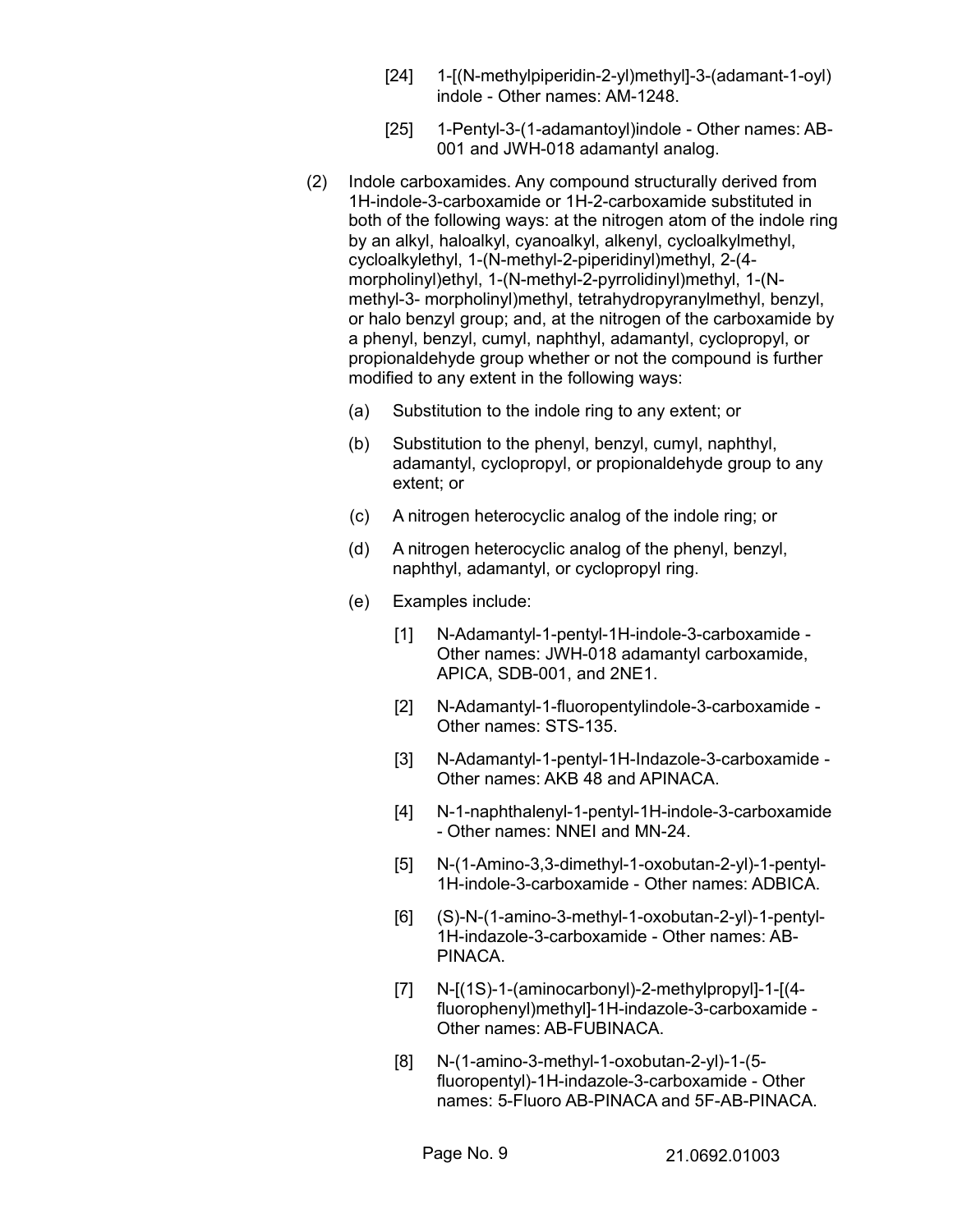[24] 1-[(N-methylpiperidin-2-yl)methyl]-3-(adamant-1-oyl) indole - Other names: AM-1248.

[25] 1-Pentyl-3-(1-adamantoyl)indole - Other names: AB-001 and JWH-018 adamantyl analog.

(2) Indole carboxamides. Any compound structurally derived from 1H-indole-3-carboxamide or 1H-2-carboxamide substituted in both of the following ways: at the nitrogen atom of the indole ring by an alkyl, haloalkyl, cyanoalkyl, alkenyl, cycloalkylmethyl, cycloalkylethyl, 1-(N-methyl-2-piperidinyl)methyl, 2-(4-morpholinyl)ethyl, 1-(N-methyl-2-pyrrolidinyl)methyl, 1-(N-methyl-3- morpholinyl)methyl, tetrahydropyranylmethyl, benzyl, or halo benzyl group; and, at the nitrogen of the carboxamide by a phenyl, benzyl, cumyl, naphthyl, adamantyl, cyclopropyl, or propionaldehyde group whether or not the compound is further modified to any extent in the following ways:

(a) Substitution to the indole ring to any extent; or

(b) Substitution to the phenyl, benzyl, cumyl, naphthyl, adamantyl, cyclopropyl, or propionaldehyde group to any extent; or

(c) A nitrogen heterocyclic analog of the indole ring; or

(d) A nitrogen heterocyclic analog of the phenyl, benzyl, naphthyl, adamantyl, or cyclopropyl ring.

(e) Examples include:

[1] N-Adamantyl-1-pentyl-1H-indole-3-carboxamide - Other names: JWH-018 adamantyl carboxamide, APICA, SDB-001, and 2NE1.

[2] N-Adamantyl-1-fluoropentylindole-3-carboxamide - Other names: STS-135.

[3] N-Adamantyl-1-pentyl-1H-Indazole-3-carboxamide - Other names: AKB 48 and APINACA.

[4] N-1-naphthalenyl-1-pentyl-1H-indole-3-carboxamide - Other names: NNEI and MN-24.

[5] N-(1-Amino-3,3-dimethyl-1-oxobutan-2-yl)-1-pentyl-1H-indole-3-carboxamide - Other names: ADBICA.

[6] (S)-N-(1-amino-3-methyl-1-oxobutan-2-yl)-1-pentyl-1H-indazole-3-carboxamide - Other names: AB-PINACA.

[7] N-[(1S)-1-(aminocarbonyl)-2-methylpropyl]-1-[(4-fluorophenyl)methyl]-1H-indazole-3-carboxamide - Other names: AB-FUBINACA.

[8] N-(1-amino-3-methyl-1-oxobutan-2-yl)-1-(5-fluoropentyl)-1H-indazole-3-carboxamide - Other names: 5-Fluoro AB-PINACA and 5F-AB-PINACA.

21.0692.01003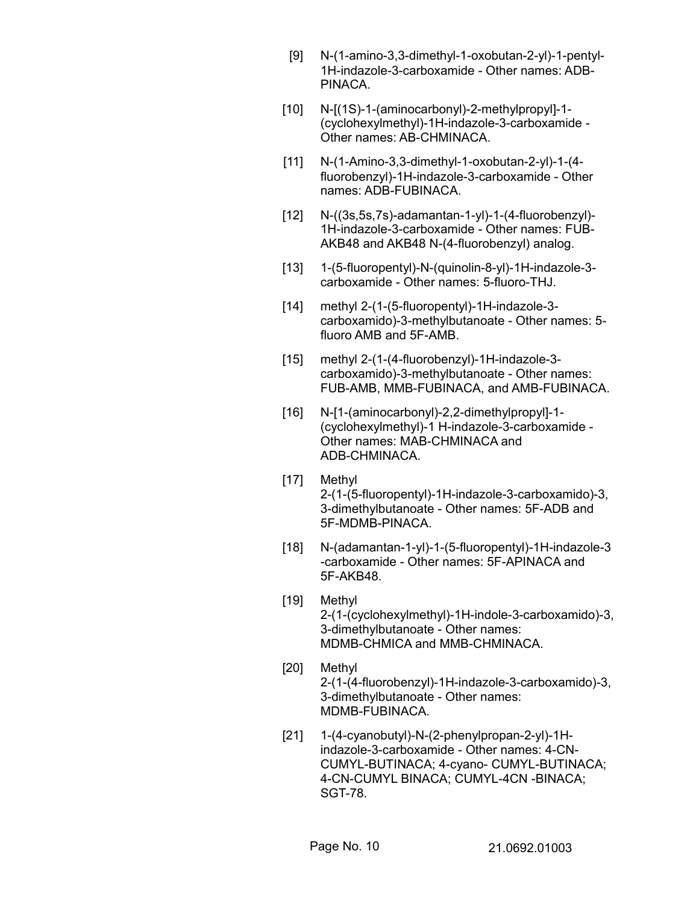[9] N-(1-amino-3,3-dimethyl-1-oxobutan-2-yl)-1-pentyl-1H-indazole-3-carboxamide - Other names: ADB-PINACA.

[10] N-[(1S)-1-(aminocarbonyl)-2-methylpropyl]-1-(cyclohexylmethyl)-1H-indazole-3-carboxamide - Other names: AB-CHMINACA.

[11] N-(1-Amino-3,3-dimethyl-1-oxobutan-2-yl)-1-(4-fluorobenzyl)-1H-indazole-3-carboxamide - Other names: ADB-FUBINACA.

[12] N-((3s,5s,7s)-adamantan-1-yl)-1-(4-fluorobenzyl)-1H-indazole-3-carboxamide - Other names: FUB-AKB48 and AKB48 N-(4-fluorobenzyl) analog.

[13] 1-(5-fluoropentyl)-N-(quinolin-8-yl)-1H-indazole-3-carboxamide - Other names: 5-fluoro-THJ.

[14] methyl 2-(1-(5-fluoropentyl)-1H-indazole-3-carboxamido)-3-methylbutanoate - Other names: 5-fluoro AMB and 5F-AMB.

[15] methyl 2-(1-(4-fluorobenzyl)-1H-indazole-3-carboxamido)-3-methylbutanoate - Other names: FUB-AMB, MMB-FUBINACA, and AMB-FUBINACA.

[16] N-[1-(aminocarbonyl)-2,2-dimethylpropyl]-1-(cyclohexylmethyl)-1 H-indazole-3-carboxamide - Other names: MAB-CHMINACA and ADB-CHMINACA.

[17] Methyl 2-(1-(5-fluoropentyl)-1H-indazole-3-carboxamido)-3, 3-dimethylbutanoate - Other names: 5F-ADB and 5F-MDMB-PINACA.

[18] N-(adamantan-1-yl)-1-(5-fluoropentyl)-1H-indazole-3 -carboxamide - Other names: 5F-APINACA and 5F-AKB48.

[19] Methyl 2-(1-(cyclohexylmethyl)-1H-indole-3-carboxamido)-3, 3-dimethylbutanoate - Other names: MDMB-CHMICA and MMB-CHMINACA.

[20] Methyl 2-(1-(4-fluorobenzyl)-1H-indazole-3-carboxamido)-3, 3-dimethylbutanoate - Other names: MDMB-FUBINACA.

[21] 1-(4-cyanobutyl)-N-(2-phenylpropan-2-yl)-1H-indazole-3-carboxamide - Other names: 4-CN-CUMYL-BUTINACA; 4-cyano- CUMYL-BUTINACA; 4-CN-CUMYL BINACA; CUMYL-4CN -BINACA; SGT-78.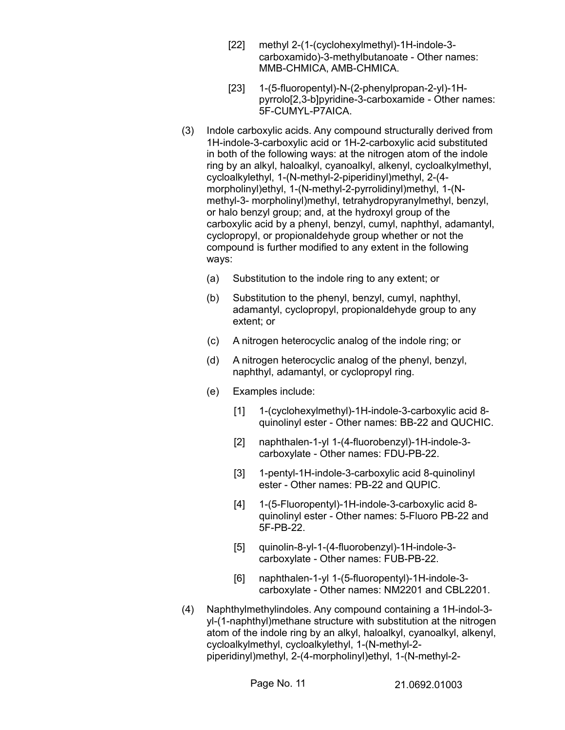[22] methyl 2-(1-(cyclohexylmethyl)-1H-indole-3-carboxamido)-3-methylbutanoate - Other names: MMB-CHMICA, AMB-CHMICA.

[23] 1-(5-fluoropentyl)-N-(2-phenylpropan-2-yl)-1H-pyrrolo[2,3-b]pyridine-3-carboxamide - Other names: 5F-CUMYL-P7AICA.

(3) Indole carboxylic acids. Any compound structurally derived from 1H-indole-3-carboxylic acid or 1H-2-carboxylic acid substituted in both of the following ways: at the nitrogen atom of the indole ring by an alkyl, haloalkyl, cyanoalkyl, alkenyl, cycloalkylmethyl, cycloalkylethyl, 1-(N-methyl-2-piperidinyl)methyl, 2-(4-morpholinyl)ethyl, 1-(N-methyl-2-pyrrolidinyl)methyl, 1-(N-methyl-3- morpholinyl)methyl, tetrahydropyranylmethyl, benzyl, or halo benzyl group; and, at the hydroxyl group of the carboxylic acid by a phenyl, benzyl, cumyl, naphthyl, adamantyl, cyclopropyl, or propionaldehyde group whether or not the compound is further modified to any extent in the following ways:

(a) Substitution to the indole ring to any extent; or

(b) Substitution to the phenyl, benzyl, cumyl, naphthyl, adamantyl, cyclopropyl, propionaldehyde group to any extent; or

(c) A nitrogen heterocyclic analog of the indole ring; or

(d) A nitrogen heterocyclic analog of the phenyl, benzyl, naphthyl, adamantyl, or cyclopropyl ring.

(e) Examples include:

[1] 1-(cyclohexylmethyl)-1H-indole-3-carboxylic acid 8-quinolinyl ester - Other names: BB-22 and QUCHIC.

[2] naphthalen-1-yl 1-(4-fluorobenzyl)-1H-indole-3-carboxylate - Other names: FDU-PB-22.

[3] 1-pentyl-1H-indole-3-carboxylic acid 8-quinolinyl ester - Other names: PB-22 and QUPIC.

[4] 1-(5-Fluoropentyl)-1H-indole-3-carboxylic acid 8-quinolinyl ester - Other names: 5-Fluoro PB-22 and 5F-PB-22.

[5] quinolin-8-yl-1-(4-fluorobenzyl)-1H-indole-3-carboxylate - Other names: FUB-PB-22.

[6] naphthalen-1-yl 1-(5-fluoropentyl)-1H-indole-3-carboxylate - Other names: NM2201 and CBL2201.

(4) Naphthylmethylindoles. Any compound containing a 1H-indol-3-yl-(1-naphthyl)methane structure with substitution at the nitrogen atom of the indole ring by an alkyl, haloalkyl, cyanoalkyl, alkenyl, cycloalkylmethyl, cycloalkylethyl, 1-(N-methyl-2-piperidinyl)methyl, 2-(4-morpholinyl)ethyl, 1-(N-methyl-2-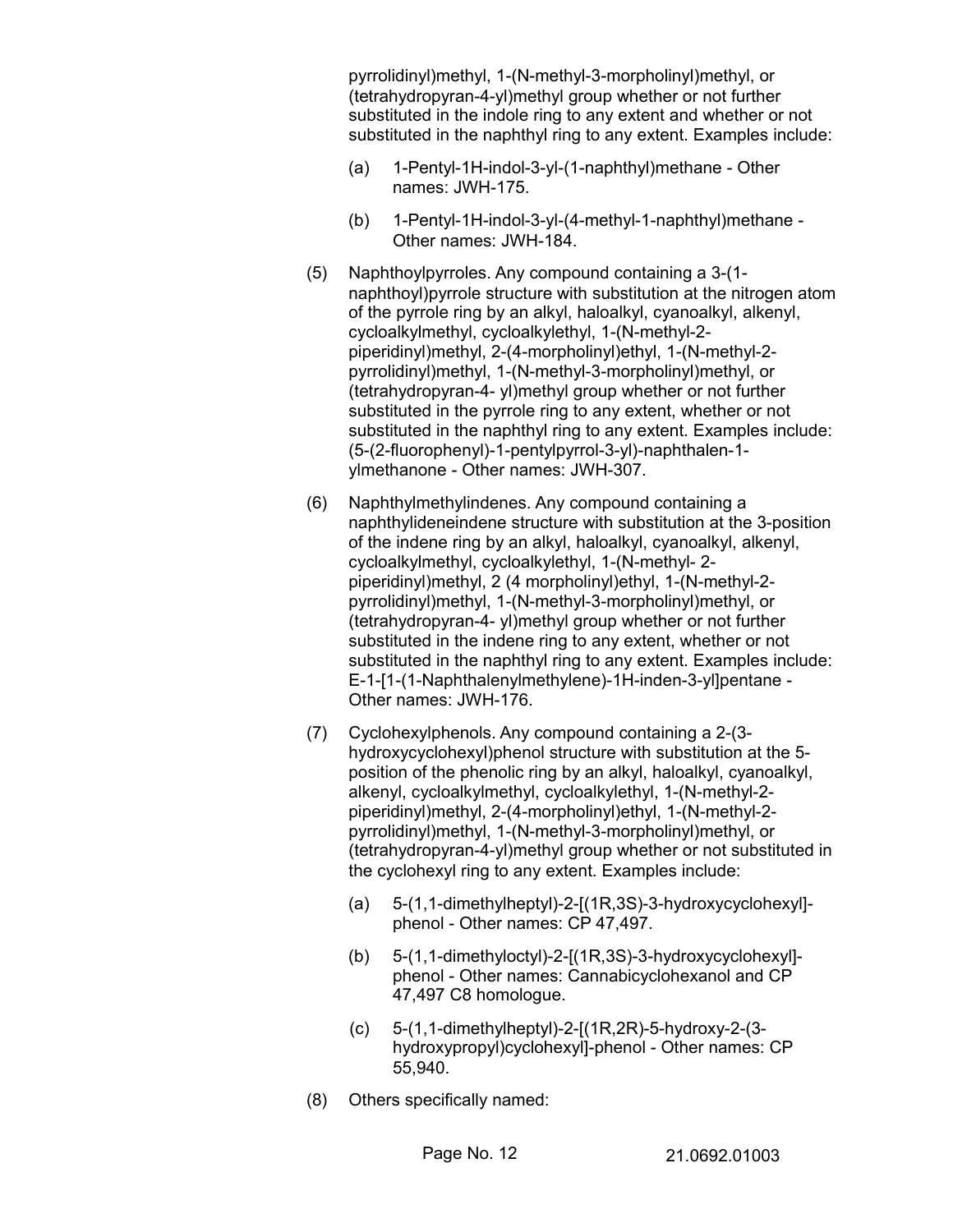pyrrolidinyl)methyl, 1-(N-methyl-3-morpholinyl)methyl, or (tetrahydropyran-4-yl)methyl group whether or not further substituted in the indole ring to any extent and whether or not substituted in the naphthyl ring to any extent. Examples include:

(a) 1-Pentyl-1H-indol-3-yl-(1-naphthyl)methane - Other names: JWH-175.

(b) 1-Pentyl-1H-indol-3-yl-(4-methyl-1-naphthyl)methane - Other names: JWH-184.

(5) Naphthoylpyrroles. Any compound containing a 3-(1-naphthoyl)pyrrole structure with substitution at the nitrogen atom of the pyrrole ring by an alkyl, haloalkyl, cyanoalkyl, alkenyl, cycloalkylmethyl, cycloalkylethyl, 1-(N-methyl-2-piperidinyl)methyl, 2-(4-morpholinyl)ethyl, 1-(N-methyl-2-pyrrolidinyl)methyl, 1-(N-methyl-3-morpholinyl)methyl, or (tetrahydropyran-4- yl)methyl group whether or not further substituted in the pyrrole ring to any extent, whether or not substituted in the naphthyl ring to any extent. Examples include: (5-(2-fluorophenyl)-1-pentylpyrrol-3-yl)-naphthalen-1-ylmethanone - Other names: JWH-307.

(6) Naphthylmethylindenes. Any compound containing a naphthylideneindene structure with substitution at the 3-position of the indene ring by an alkyl, haloalkyl, cyanoalkyl, alkenyl, cycloalkylmethyl, cycloalkylethyl, 1-(N-methyl- 2-piperidinyl)methyl, 2 (4 morpholinyl)ethyl, 1-(N-methyl-2-pyrrolidinyl)methyl, 1-(N-methyl-3-morpholinyl)methyl, or (tetrahydropyran-4- yl)methyl group whether or not further substituted in the indene ring to any extent, whether or not substituted in the naphthyl ring to any extent. Examples include: E-1-[1-(1-Naphthalenylmethylene)-1H-inden-3-yl]pentane - Other names: JWH-176.

(7) Cyclohexylphenols. Any compound containing a 2-(3-hydroxycyclohexyl)phenol structure with substitution at the 5-position of the phenolic ring by an alkyl, haloalkyl, cyanoalkyl, alkenyl, cycloalkylmethyl, cycloalkylethyl, 1-(N-methyl-2-piperidinyl)methyl, 2-(4-morpholinyl)ethyl, 1-(N-methyl-2-pyrrolidinyl)methyl, 1-(N-methyl-3-morpholinyl)methyl, or (tetrahydropyran-4-yl)methyl group whether or not substituted in the cyclohexyl ring to any extent. Examples include:

(a) 5-(1,1-dimethylheptyl)-2-[(1R,3S)-3-hydroxycyclohexyl]-phenol - Other names: CP 47,497.

(b) 5-(1,1-dimethyloctyl)-2-[(1R,3S)-3-hydroxycyclohexyl]-phenol - Other names: Cannabicyclohexanol and CP 47,497 C8 homologue.

(c) 5-(1,1-dimethylheptyl)-2-[(1R,2R)-5-hydroxy-2-(3-hydroxypropyl)cyclohexyl]-phenol - Other names: CP 55,940.

(8) Others specifically named: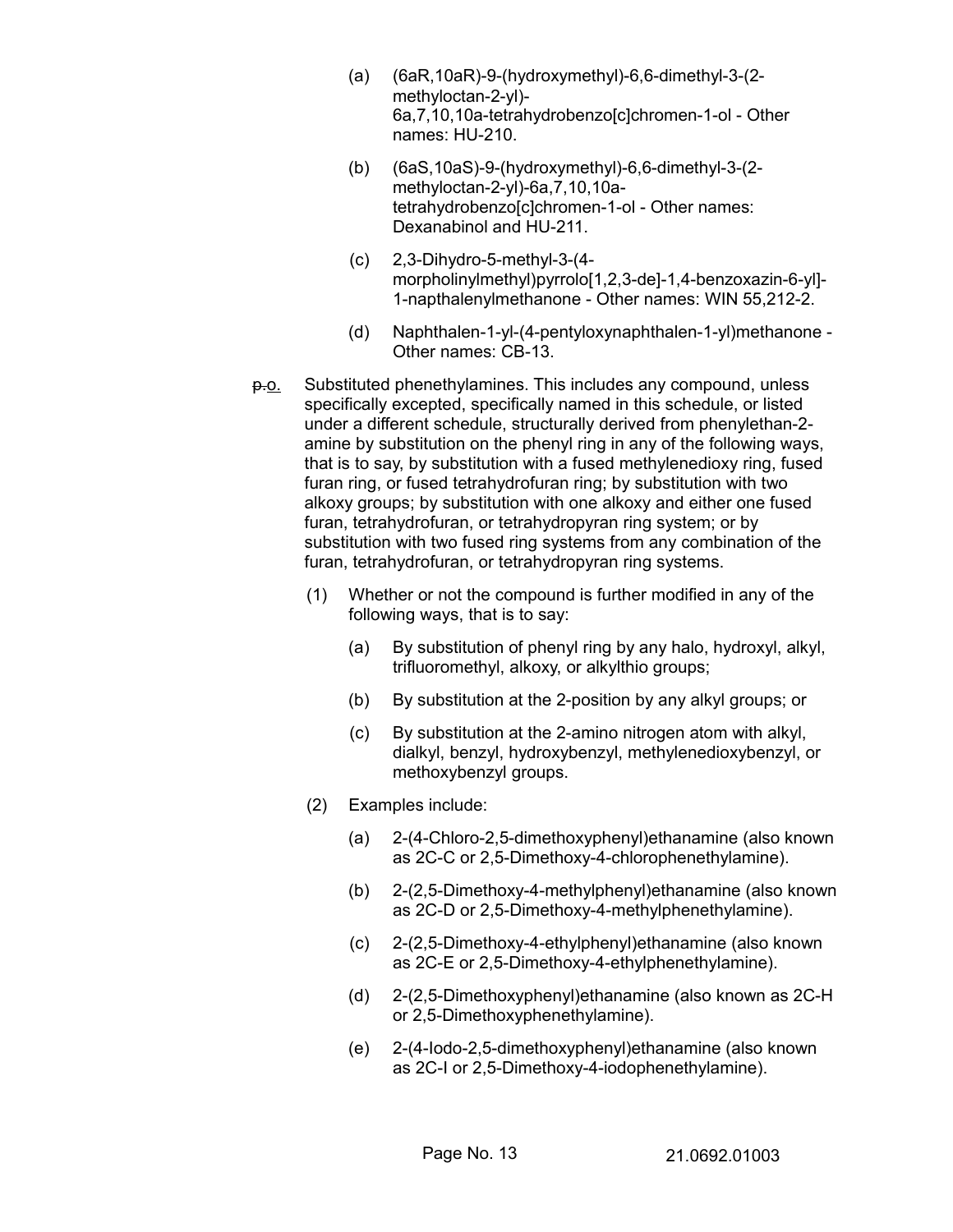(a) (6aR,10aR)-9-(hydroxymethyl)-6,6-dimethyl-3-(2-methyloctan-2-yl)-6a,7,10,10a-tetrahydrobenzo[c]chromen-1-ol - Other names: HU-210.

(b) (6aS,10aS)-9-(hydroxymethyl)-6,6-dimethyl-3-(2-methyloctan-2-yl)-6a,7,10,10a-tetrahydrobenzo[c]chromen-1-ol - Other names: Dexanabinol and HU-211.

(c) 2,3-Dihydro-5-methyl-3-(4-morpholinylmethyl)pyrrolo[1,2,3-de]-1,4-benzoxazin-6-yl]-1-napthalenylmethanone - Other names: WIN 55,212-2.

(d) Naphthalen-1-yl-(4-pentyloxynaphthalen-1-yl)methanone - Other names: CB-13.

~~p.~~o. Substituted phenethylamines. This includes any compound, unless specifically excepted, specifically named in this schedule, or listed under a different schedule, structurally derived from phenylethan-2-amine by substitution on the phenyl ring in any of the following ways, that is to say, by substitution with a fused methylenedioxy ring, fused furan ring, or fused tetrahydrofuran ring; by substitution with two alkoxy groups; by substitution with one alkoxy and either one fused furan, tetrahydrofuran, or tetrahydropyran ring system; or by substitution with two fused ring systems from any combination of the furan, tetrahydrofuran, or tetrahydropyran ring systems.

(1) Whether or not the compound is further modified in any of the following ways, that is to say:

(a) By substitution of phenyl ring by any halo, hydroxyl, alkyl, trifluoromethyl, alkoxy, or alkylthio groups;

(b) By substitution at the 2-position by any alkyl groups; or

(c) By substitution at the 2-amino nitrogen atom with alkyl, dialkyl, benzyl, hydroxybenzyl, methylenedioxybenzyl, or methoxybenzyl groups.

(2) Examples include:

(a) 2-(4-Chloro-2,5-dimethoxyphenyl)ethanamine (also known as 2C-C or 2,5-Dimethoxy-4-chlorophenethylamine).

(b) 2-(2,5-Dimethoxy-4-methylphenyl)ethanamine (also known as 2C-D or 2,5-Dimethoxy-4-methylphenethylamine).

(c) 2-(2,5-Dimethoxy-4-ethylphenyl)ethanamine (also known as 2C-E or 2,5-Dimethoxy-4-ethylphenethylamine).

(d) 2-(2,5-Dimethoxyphenyl)ethanamine (also known as 2C-H or 2,5-Dimethoxyphenethylamine).

(e) 2-(4-Iodo-2,5-dimethoxyphenyl)ethanamine (also known as 2C-I or 2,5-Dimethoxy-4-iodophenethylamine).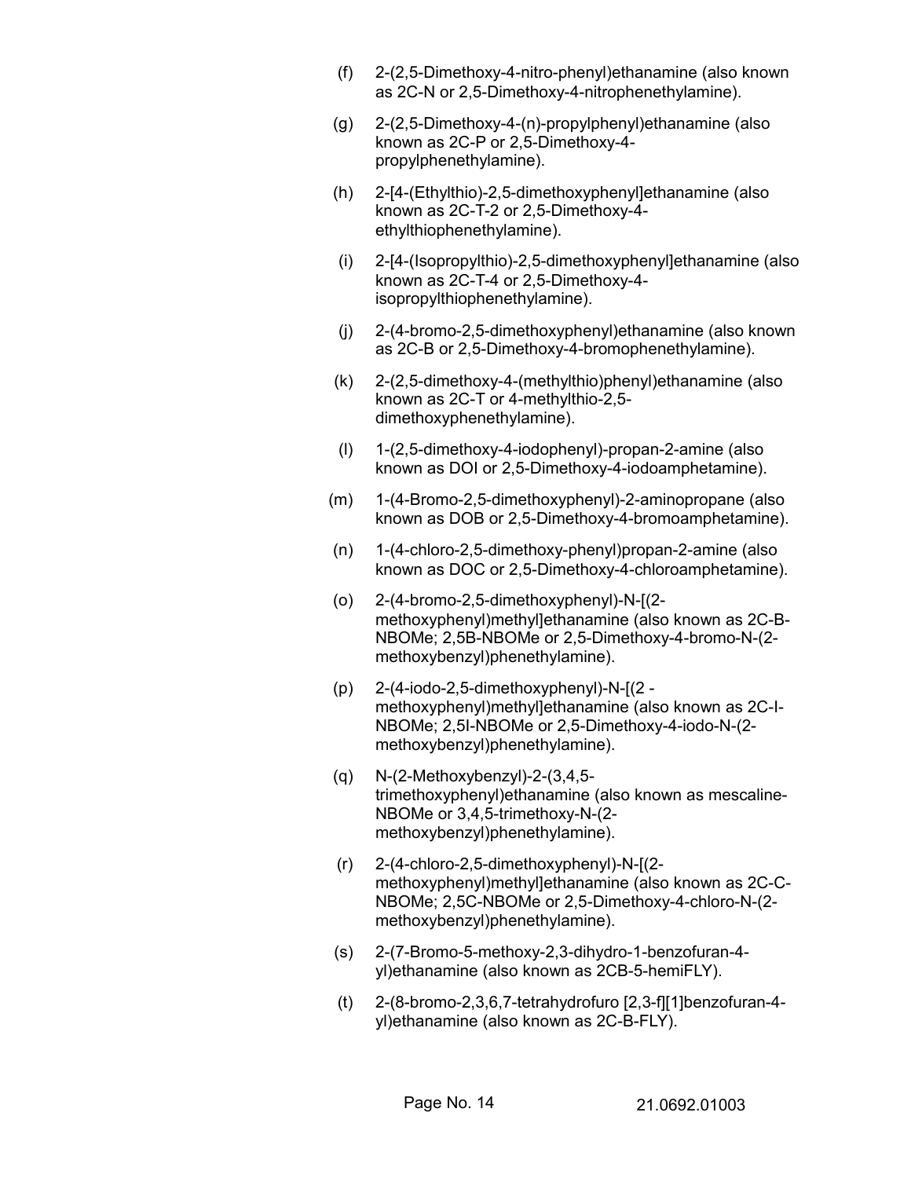(f) 2-(2,5-Dimethoxy-4-nitro-phenyl)ethanamine (also known as 2C-N or 2,5-Dimethoxy-4-nitrophenethylamine).

(g) 2-(2,5-Dimethoxy-4-(n)-propylphenyl)ethanamine (also known as 2C-P or 2,5-Dimethoxy-4-propylphenethylamine).

(h) 2-[4-(Ethylthio)-2,5-dimethoxyphenyl]ethanamine (also known as 2C-T-2 or 2,5-Dimethoxy-4-ethylthiophenethylamine).

(i) 2-[4-(Isopropylthio)-2,5-dimethoxyphenyl]ethanamine (also known as 2C-T-4 or 2,5-Dimethoxy-4-isopropylthiophenethylamine).

(j) 2-(4-bromo-2,5-dimethoxyphenyl)ethanamine (also known as 2C-B or 2,5-Dimethoxy-4-bromophenethylamine).

(k) 2-(2,5-dimethoxy-4-(methylthio)phenyl)ethanamine (also known as 2C-T or 4-methylthio-2,5-dimethoxyphenethylamine).

(l) 1-(2,5-dimethoxy-4-iodophenyl)-propan-2-amine (also known as DOI or 2,5-Dimethoxy-4-iodoamphetamine).

(m) 1-(4-Bromo-2,5-dimethoxyphenyl)-2-aminopropane (also known as DOB or 2,5-Dimethoxy-4-bromoamphetamine).

(n) 1-(4-chloro-2,5-dimethoxy-phenyl)propan-2-amine (also known as DOC or 2,5-Dimethoxy-4-chloroamphetamine).

(o) 2-(4-bromo-2,5-dimethoxyphenyl)-N-[(2-methoxyphenyl)methyl]ethanamine (also known as 2C-B-NBOMe; 2,5B-NBOMe or 2,5-Dimethoxy-4-bromo-N-(2-methoxybenzyl)phenethylamine).

(p) 2-(4-iodo-2,5-dimethoxyphenyl)-N-[(2 - methoxyphenyl)methyl]ethanamine (also known as 2C-I-NBOMe; 2,5I-NBOMe or 2,5-Dimethoxy-4-iodo-N-(2-methoxybenzyl)phenethylamine).

(q) N-(2-Methoxybenzyl)-2-(3,4,5-trimethoxyphenyl)ethanamine (also known as mescaline-NBOMe or 3,4,5-trimethoxy-N-(2-methoxybenzyl)phenethylamine).

(r) 2-(4-chloro-2,5-dimethoxyphenyl)-N-[(2-methoxyphenyl)methyl]ethanamine (also known as 2C-C-NBOMe; 2,5C-NBOMe or 2,5-Dimethoxy-4-chloro-N-(2-methoxybenzyl)phenethylamine).

(s) 2-(7-Bromo-5-methoxy-2,3-dihydro-1-benzofuran-4-yl)ethanamine (also known as 2CB-5-hemiFLY).

(t) 2-(8-bromo-2,3,6,7-tetrahydrofuro [2,3-f][1]benzofuran-4-yl)ethanamine (also known as 2C-B-FLY).

21.0692.01003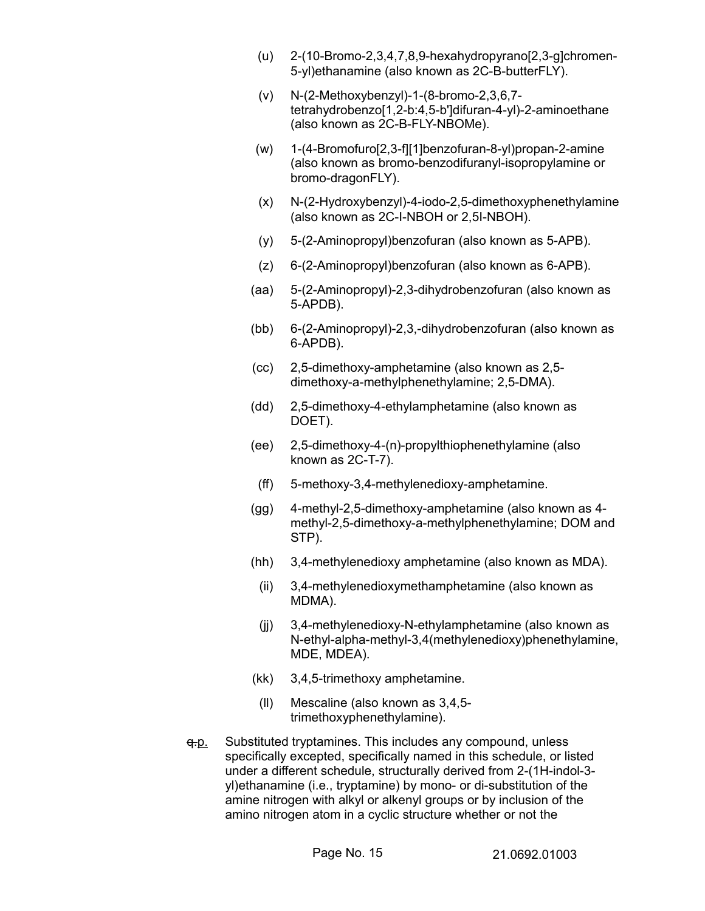(u) 2-(10-Bromo-2,3,4,7,8,9-hexahydropyrano[2,3-g]chromen-5-yl)ethanamine (also known as 2C-B-butterFLY).

(v) N-(2-Methoxybenzyl)-1-(8-bromo-2,3,6,7-tetrahydrobenzo[1,2-b:4,5-b']difuran-4-yl)-2-aminoethane (also known as 2C-B-FLY-NBOMe).

(w) 1-(4-Bromofuro[2,3-f][1]benzofuran-8-yl)propan-2-amine (also known as bromo-benzodifuranyl-isopropylamine or bromo-dragonFLY).

(x) N-(2-Hydroxybenzyl)-4-iodo-2,5-dimethoxyphenethylamine (also known as 2C-I-NBOH or 2,5I-NBOH).

(y) 5-(2-Aminopropyl)benzofuran (also known as 5-APB).

(z) 6-(2-Aminopropyl)benzofuran (also known as 6-APB).

(aa) 5-(2-Aminopropyl)-2,3-dihydrobenzofuran (also known as 5-APDB).

(bb) 6-(2-Aminopropyl)-2,3,-dihydrobenzofuran (also known as 6-APDB).

(cc) 2,5-dimethoxy-amphetamine (also known as 2,5-dimethoxy-a-methylphenethylamine; 2,5-DMA).

(dd) 2,5-dimethoxy-4-ethylamphetamine (also known as DOET).

(ee) 2,5-dimethoxy-4-(n)-propylthiophenethylamine (also known as 2C-T-7).

(ff) 5-methoxy-3,4-methylenedioxy-amphetamine.

(gg) 4-methyl-2,5-dimethoxy-amphetamine (also known as 4-methyl-2,5-dimethoxy-a-methylphenethylamine; DOM and STP).

(hh) 3,4-methylenedioxy amphetamine (also known as MDA).

(ii) 3,4-methylenedioxymethamphetamine (also known as MDMA).

(jj) 3,4-methylenedioxy-N-ethylamphetamine (also known as N-ethyl-alpha-methyl-3,4(methylenedioxy)phenethylamine, MDE, MDEA).

(kk) 3,4,5-trimethoxy amphetamine.

(ll) Mescaline (also known as 3,4,5-trimethoxyphenethylamine).

~~q.~~p. Substituted tryptamines. This includes any compound, unless specifically excepted, specifically named in this schedule, or listed under a different schedule, structurally derived from 2-(1H-indol-3-yl)ethanamine (i.e., tryptamine) by mono- or di-substitution of the amine nitrogen with alkyl or alkenyl groups or by inclusion of the amino nitrogen atom in a cyclic structure whether or not the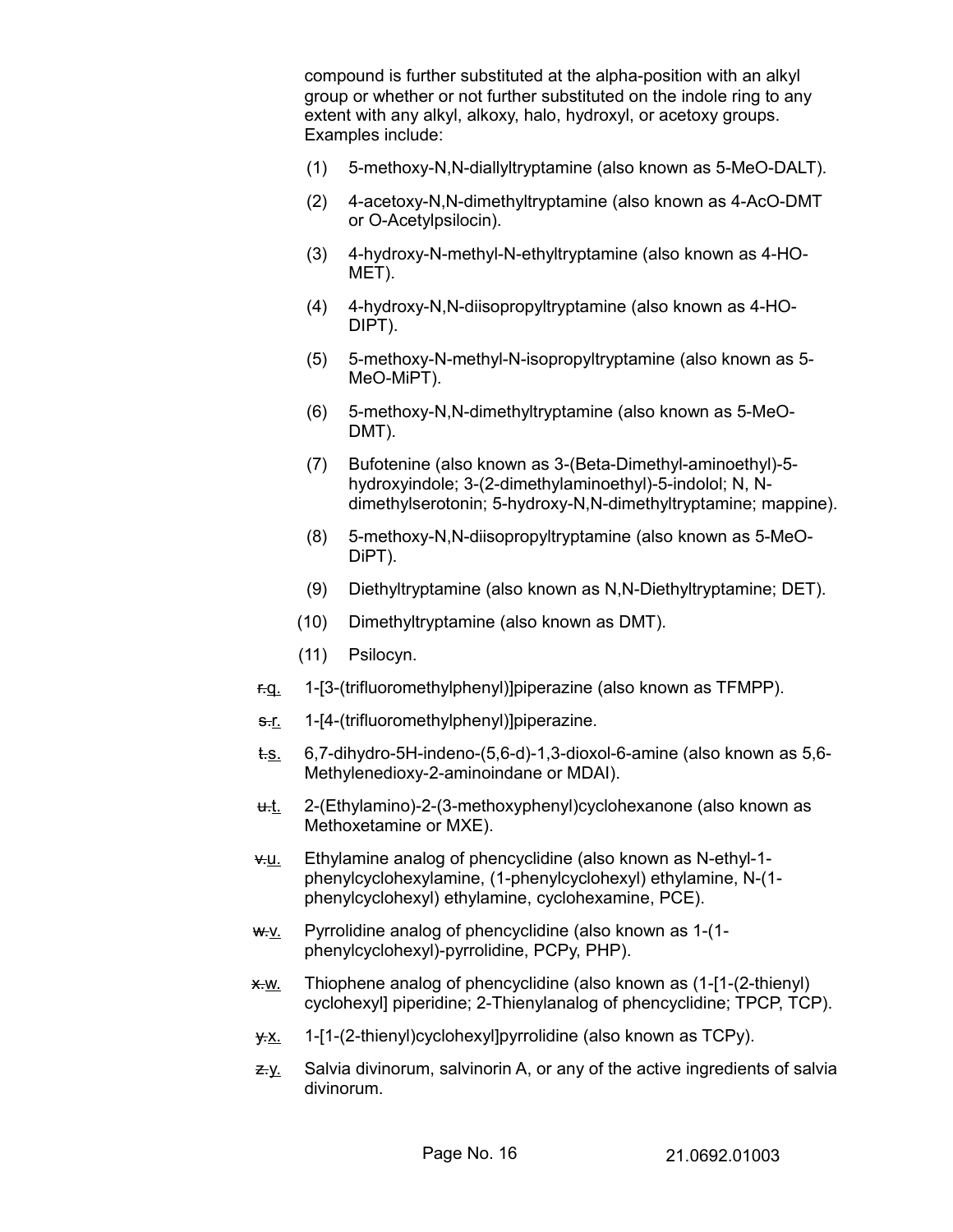compound is further substituted at the alpha-position with an alkyl group or whether or not further substituted on the indole ring to any extent with any alkyl, alkoxy, halo, hydroxyl, or acetoxy groups. Examples include:

(1) 5-methoxy-N,N-diallyltryptamine (also known as 5-MeO-DALT).

(2) 4-acetoxy-N,N-dimethyltryptamine (also known as 4-AcO-DMT or O-Acetylpsilocin).

(3) 4-hydroxy-N-methyl-N-ethyltryptamine (also known as 4-HO-MET).

(4) 4-hydroxy-N,N-diisopropyltryptamine (also known as 4-HO-DIPT).

(5) 5-methoxy-N-methyl-N-isopropyltryptamine (also known as 5-MeO-MiPT).

(6) 5-methoxy-N,N-dimethyltryptamine (also known as 5-MeO-DMT).

(7) Bufotenine (also known as 3-(Beta-Dimethyl-aminoethyl)-5-hydroxyindole; 3-(2-dimethylaminoethyl)-5-indolol; N, N-dimethylserotonin; 5-hydroxy-N,N-dimethyltryptamine; mappine).

(8) 5-methoxy-N,N-diisopropyltryptamine (also known as 5-MeO-DiPT).

(9) Diethyltryptamine (also known as N,N-Diethyltryptamine; DET).

(10) Dimethyltryptamine (also known as DMT).

(11) Psilocyn.

~~r.~~q. 1-[3-(trifluoromethylphenyl)]piperazine (also known as TFMPP).

~~s.~~r. 1-[4-(trifluoromethylphenyl)]piperazine.

~~t.~~s. 6,7-dihydro-5H-indeno-(5,6-d)-1,3-dioxol-6-amine (also known as 5,6-Methylenedioxy-2-aminoindane or MDAI).

~~u.~~t. 2-(Ethylamino)-2-(3-methoxyphenyl)cyclohexanone (also known as Methoxetamine or MXE).

~~v.~~u. Ethylamine analog of phencyclidine (also known as N-ethyl-1-phenylcyclohexylamine, (1-phenylcyclohexyl) ethylamine, N-(1-phenylcyclohexyl) ethylamine, cyclohexamine, PCE).

~~w.~~v. Pyrrolidine analog of phencyclidine (also known as 1-(1-phenylcyclohexyl)-pyrrolidine, PCPy, PHP).

~~x.~~w. Thiophene analog of phencyclidine (also known as (1-[1-(2-thienyl) cyclohexyl] piperidine; 2-Thienylanalog of phencyclidine; TPCP, TCP).

~~y.~~x. 1-[1-(2-thienyl)cyclohexyl]pyrrolidine (also known as TCPy).

~~z.~~y. Salvia divinorum, salvinorin A, or any of the active ingredients of salvia divinorum.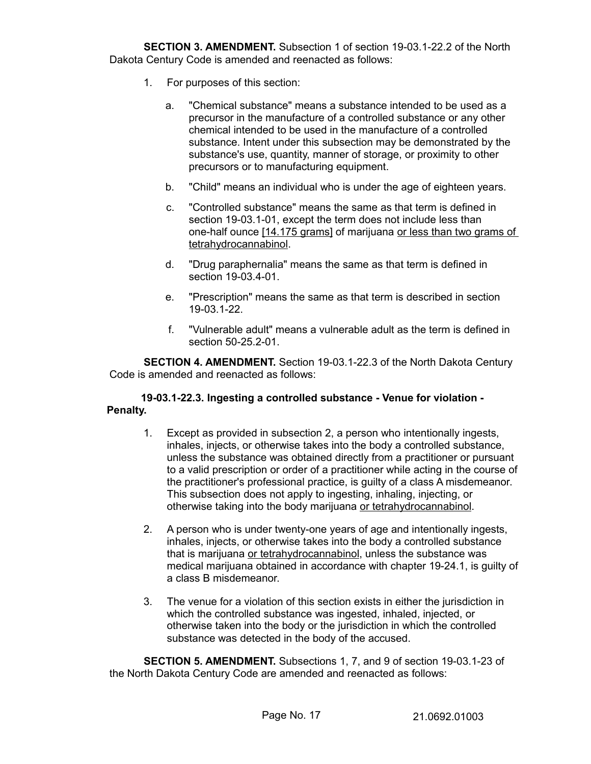**SECTION 3. AMENDMENT.** Subsection 1 of section 19-03.1-22.2 of the North Dakota Century Code is amended and reenacted as follows:

1. For purposes of this section:

   a. "Chemical substance" means a substance intended to be used as a precursor in the manufacture of a controlled substance or any other chemical intended to be used in the manufacture of a controlled substance. Intent under this subsection may be demonstrated by the substance's use, quantity, manner of storage, or proximity to other precursors or to manufacturing equipment.

   b. "Child" means an individual who is under the age of eighteen years.

   c. "Controlled substance" means the same as that term is defined in section 19-03.1-01, except the term does not include less than one-half ounce <u>[14.175 grams]</u> of marijuana <u>or less than two grams of tetrahydrocannabinol</u>.

   d. "Drug paraphernalia" means the same as that term is defined in section 19-03.4-01.

   e. "Prescription" means the same as that term is described in section 19-03.1-22.

   f. "Vulnerable adult" means a vulnerable adult as the term is defined in section 50-25.2-01.

**SECTION 4. AMENDMENT.** Section 19-03.1-22.3 of the North Dakota Century Code is amended and reenacted as follows:

**19-03.1-22.3. Ingesting a controlled substance - Venue for violation - Penalty.**

1. Except as provided in subsection 2, a person who intentionally ingests, inhales, injects, or otherwise takes into the body a controlled substance, unless the substance was obtained directly from a practitioner or pursuant to a valid prescription or order of a practitioner while acting in the course of the practitioner's professional practice, is guilty of a class A misdemeanor. This subsection does not apply to ingesting, inhaling, injecting, or otherwise taking into the body marijuana <u>or tetrahydrocannabinol</u>.

2. A person who is under twenty-one years of age and intentionally ingests, inhales, injects, or otherwise takes into the body a controlled substance that is marijuana <u>or tetrahydrocannabinol</u>, unless the substance was medical marijuana obtained in accordance with chapter 19-24.1, is guilty of a class B misdemeanor.

3. The venue for a violation of this section exists in either the jurisdiction in which the controlled substance was ingested, inhaled, injected, or otherwise taken into the body or the jurisdiction in which the controlled substance was detected in the body of the accused.

**SECTION 5. AMENDMENT.** Subsections 1, 7, and 9 of section 19-03.1-23 of the North Dakota Century Code are amended and reenacted as follows: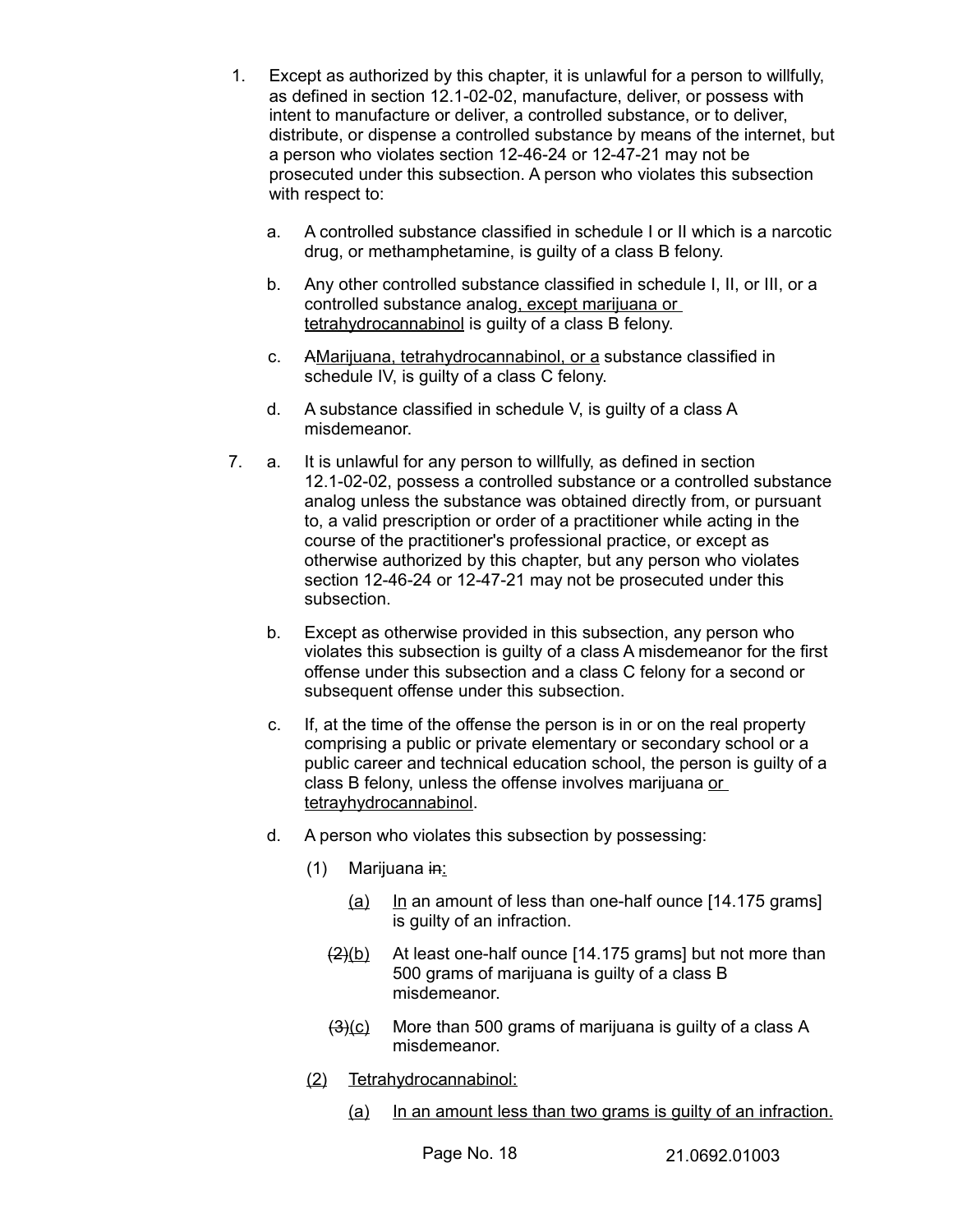1. Except as authorized by this chapter, it is unlawful for a person to willfully, as defined in section 12.1-02-02, manufacture, deliver, or possess with intent to manufacture or deliver, a controlled substance, or to deliver, distribute, or dispense a controlled substance by means of the internet, but a person who violates section 12-46-24 or 12-47-21 may not be prosecuted under this subsection. A person who violates this subsection with respect to:

   a. A controlled substance classified in schedule I or II which is a narcotic drug, or methamphetamine, is guilty of a class B felony.

   b. Any other controlled substance classified in schedule I, II, or III, or a controlled substance analog, except marijuana or tetrahydrocannabinol is guilty of a class B felony.

   c. ~~A~~Marijuana, tetrahydrocannabinol, or a substance classified in schedule IV, is guilty of a class C felony.

   d. A substance classified in schedule V, is guilty of a class A misdemeanor.

7. a. It is unlawful for any person to willfully, as defined in section 12.1-02-02, possess a controlled substance or a controlled substance analog unless the substance was obtained directly from, or pursuant to, a valid prescription or order of a practitioner while acting in the course of the practitioner's professional practice, or except as otherwise authorized by this chapter, but any person who violates section 12-46-24 or 12-47-21 may not be prosecuted under this subsection.

   b. Except as otherwise provided in this subsection, any person who violates this subsection is guilty of a class A misdemeanor for the first offense under this subsection and a class C felony for a second or subsequent offense under this subsection.

   c. If, at the time of the offense the person is in or on the real property comprising a public or private elementary or secondary school or a public career and technical education school, the person is guilty of a class B felony, unless the offense involves marijuana or tetrayhydrocannabinol.

   d. A person who violates this subsection by possessing:

      (1) Marijuana ~~in~~:

         (a) In an amount of less than one-half ounce [14.175 grams] is guilty of an infraction.

         ~~(2)~~(b) At least one-half ounce [14.175 grams] but not more than 500 grams of marijuana is guilty of a class B misdemeanor.

         ~~(3)~~(c) More than 500 grams of marijuana is guilty of a class A misdemeanor.

      (2) Tetrahydrocannabinol:

         (a) In an amount less than two grams is guilty of an infraction.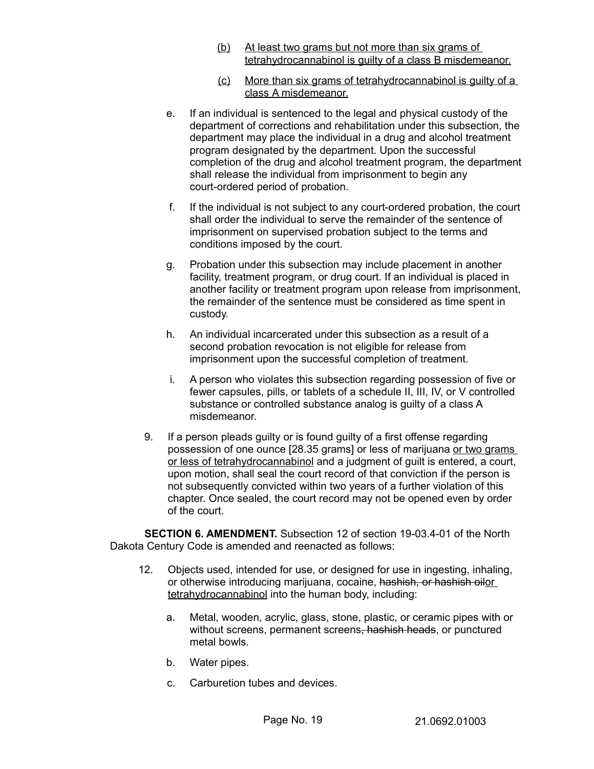(b) At least two grams but not more than six grams of tetrahydrocannabinol is guilty of a class B misdemeanor.

(c) More than six grams of tetrahydrocannabinol is guilty of a class A misdemeanor.

e. If an individual is sentenced to the legal and physical custody of the department of corrections and rehabilitation under this subsection, the department may place the individual in a drug and alcohol treatment program designated by the department. Upon the successful completion of the drug and alcohol treatment program, the department shall release the individual from imprisonment to begin any court-ordered period of probation.

f. If the individual is not subject to any court-ordered probation, the court shall order the individual to serve the remainder of the sentence of imprisonment on supervised probation subject to the terms and conditions imposed by the court.

g. Probation under this subsection may include placement in another facility, treatment program, or drug court. If an individual is placed in another facility or treatment program upon release from imprisonment, the remainder of the sentence must be considered as time spent in custody.

h. An individual incarcerated under this subsection as a result of a second probation revocation is not eligible for release from imprisonment upon the successful completion of treatment.

i. A person who violates this subsection regarding possession of five or fewer capsules, pills, or tablets of a schedule II, III, IV, or V controlled substance or controlled substance analog is guilty of a class A misdemeanor.

9. If a person pleads guilty or is found guilty of a first offense regarding possession of one ounce [28.35 grams] or less of marijuana or two grams or less of tetrahydrocannabinol and a judgment of guilt is entered, a court, upon motion, shall seal the court record of that conviction if the person is not subsequently convicted within two years of a further violation of this chapter. Once sealed, the court record may not be opened even by order of the court.

**SECTION 6. AMENDMENT.** Subsection 12 of section 19-03.4-01 of the North Dakota Century Code is amended and reenacted as follows:

12. Objects used, intended for use, or designed for use in ingesting, inhaling, or otherwise introducing marijuana, cocaine, ~~hashish, or hashish oil~~or tetrahydrocannabinol into the human body, including:

a. Metal, wooden, acrylic, glass, stone, plastic, or ceramic pipes with or without screens, permanent screens~~, hashish heads~~, or punctured metal bowls.

b. Water pipes.

c. Carburetion tubes and devices.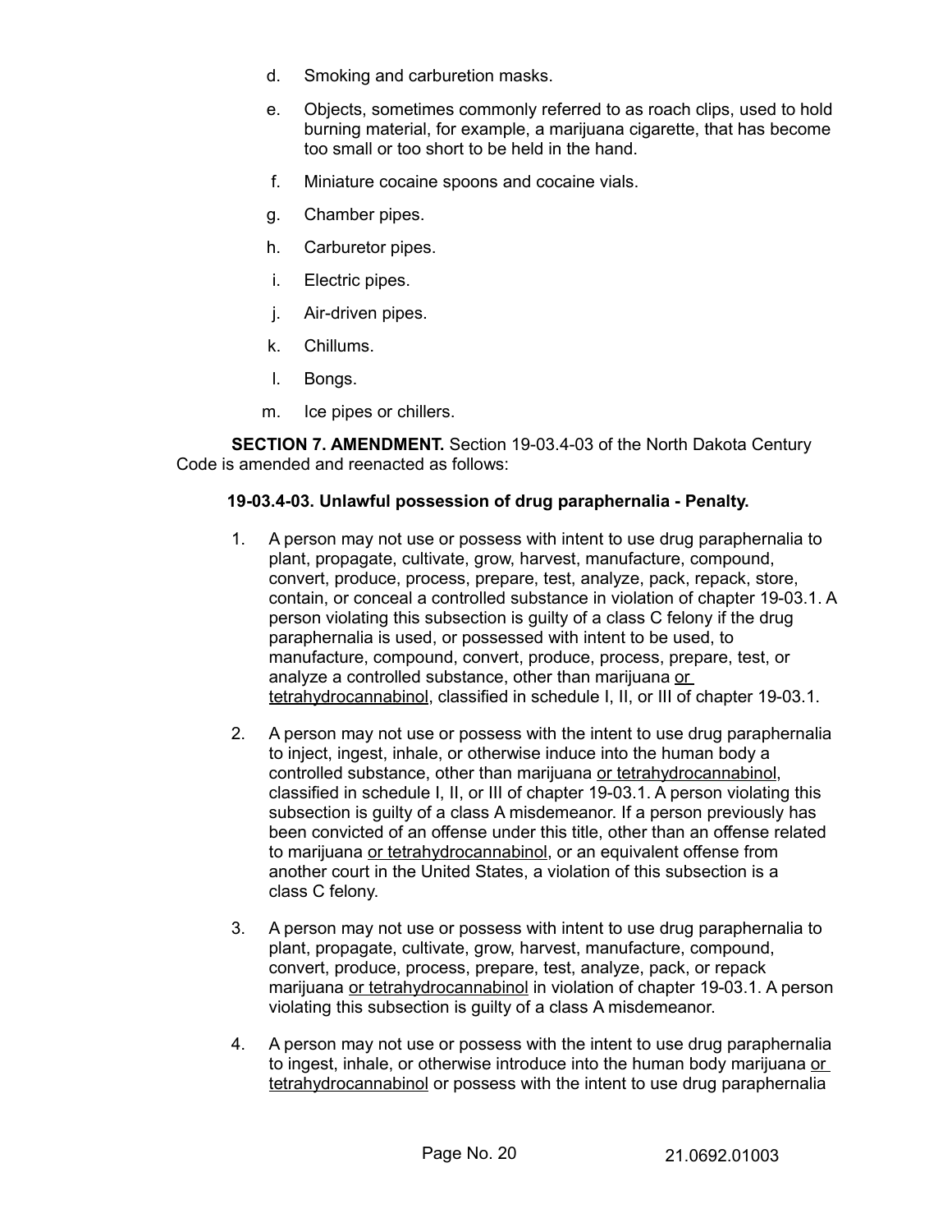d. Smoking and carburetion masks.

e. Objects, sometimes commonly referred to as roach clips, used to hold burning material, for example, a marijuana cigarette, that has become too small or too short to be held in the hand.

f. Miniature cocaine spoons and cocaine vials.

g. Chamber pipes.

h. Carburetor pipes.

i. Electric pipes.

j. Air-driven pipes.

k. Chillums.

l. Bongs.

m. Ice pipes or chillers.

**SECTION 7. AMENDMENT.** Section 19-03.4-03 of the North Dakota Century Code is amended and reenacted as follows:

**19-03.4-03. Unlawful possession of drug paraphernalia - Penalty.**

1. A person may not use or possess with intent to use drug paraphernalia to plant, propagate, cultivate, grow, harvest, manufacture, compound, convert, produce, process, prepare, test, analyze, pack, repack, store, contain, or conceal a controlled substance in violation of chapter 19-03.1. A person violating this subsection is guilty of a class C felony if the drug paraphernalia is used, or possessed with intent to be used, to manufacture, compound, convert, produce, process, prepare, test, or analyze a controlled substance, other than marijuana <u>or tetrahydrocannabinol</u>, classified in schedule I, II, or III of chapter 19-03.1.

2. A person may not use or possess with the intent to use drug paraphernalia to inject, ingest, inhale, or otherwise induce into the human body a controlled substance, other than marijuana <u>or tetrahydrocannabinol</u>, classified in schedule I, II, or III of chapter 19-03.1. A person violating this subsection is guilty of a class A misdemeanor. If a person previously has been convicted of an offense under this title, other than an offense related to marijuana <u>or tetrahydrocannabinol</u>, or an equivalent offense from another court in the United States, a violation of this subsection is a class C felony.

3. A person may not use or possess with intent to use drug paraphernalia to plant, propagate, cultivate, grow, harvest, manufacture, compound, convert, produce, process, prepare, test, analyze, pack, or repack marijuana <u>or tetrahydrocannabinol</u> in violation of chapter 19-03.1. A person violating this subsection is guilty of a class A misdemeanor.

4. A person may not use or possess with the intent to use drug paraphernalia to ingest, inhale, or otherwise introduce into the human body marijuana <u>or tetrahydrocannabinol</u> or possess with the intent to use drug paraphernalia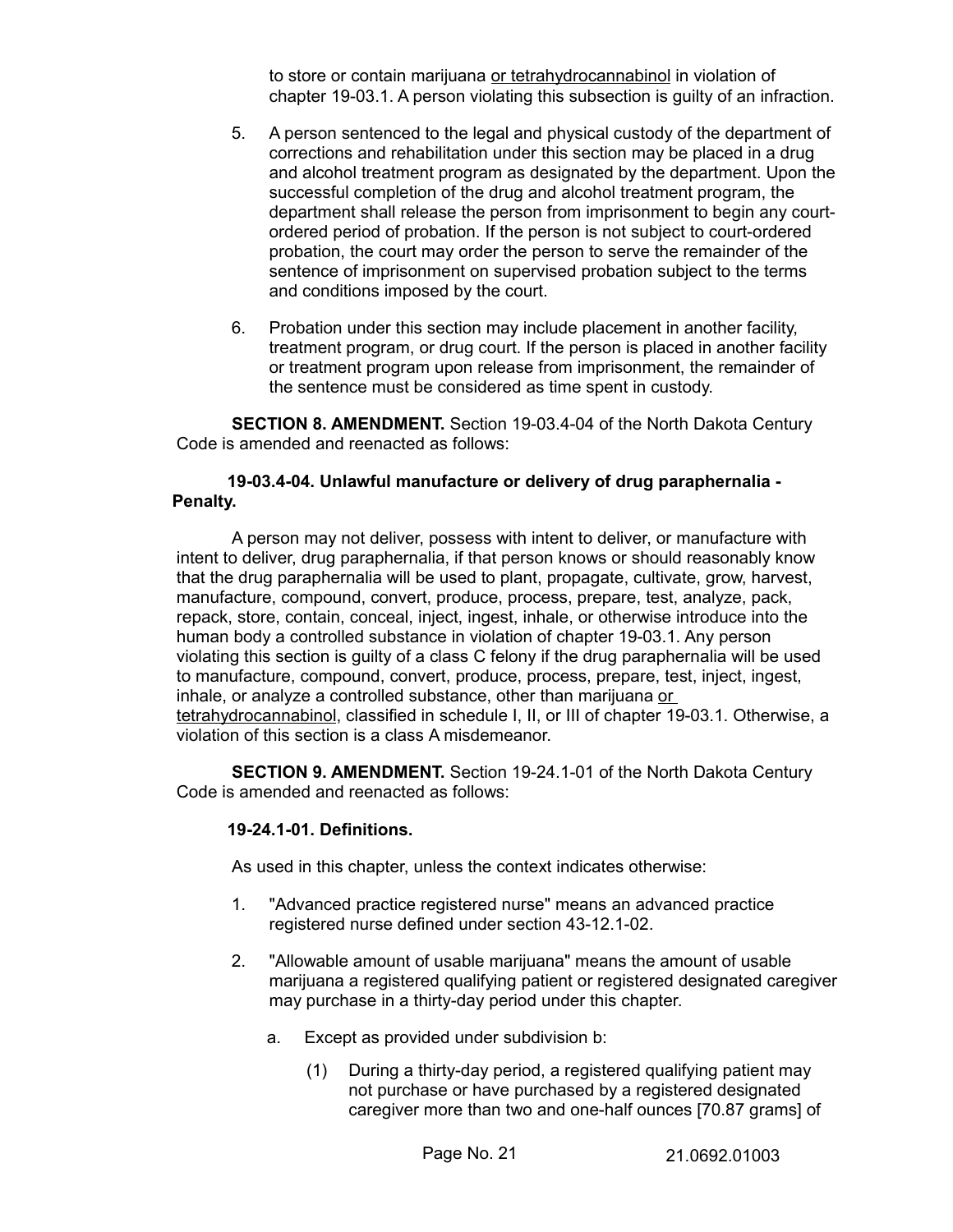to store or contain marijuana <u>or tetrahydrocannabinol</u> in violation of chapter 19-03.1. A person violating this subsection is guilty of an infraction.

5. A person sentenced to the legal and physical custody of the department of corrections and rehabilitation under this section may be placed in a drug and alcohol treatment program as designated by the department. Upon the successful completion of the drug and alcohol treatment program, the department shall release the person from imprisonment to begin any court-ordered period of probation. If the person is not subject to court-ordered probation, the court may order the person to serve the remainder of the sentence of imprisonment on supervised probation subject to the terms and conditions imposed by the court.

6. Probation under this section may include placement in another facility, treatment program, or drug court. If the person is placed in another facility or treatment program upon release from imprisonment, the remainder of the sentence must be considered as time spent in custody.

**SECTION 8. AMENDMENT.** Section 19-03.4-04 of the North Dakota Century Code is amended and reenacted as follows:

**19-03.4-04. Unlawful manufacture or delivery of drug paraphernalia - Penalty.**

A person may not deliver, possess with intent to deliver, or manufacture with intent to deliver, drug paraphernalia, if that person knows or should reasonably know that the drug paraphernalia will be used to plant, propagate, cultivate, grow, harvest, manufacture, compound, convert, produce, process, prepare, test, analyze, pack, repack, store, contain, conceal, inject, ingest, inhale, or otherwise introduce into the human body a controlled substance in violation of chapter 19-03.1. Any person violating this section is guilty of a class C felony if the drug paraphernalia will be used to manufacture, compound, convert, produce, process, prepare, test, inject, ingest, inhale, or analyze a controlled substance, other than marijuana <u>or tetrahydrocannabinol</u>, classified in schedule I, II, or III of chapter 19-03.1. Otherwise, a violation of this section is a class A misdemeanor.

**SECTION 9. AMENDMENT.** Section 19-24.1-01 of the North Dakota Century Code is amended and reenacted as follows:

**19-24.1-01. Definitions.**

As used in this chapter, unless the context indicates otherwise:

1. "Advanced practice registered nurse" means an advanced practice registered nurse defined under section 43-12.1-02.

2. "Allowable amount of usable marijuana" means the amount of usable marijuana a registered qualifying patient or registered designated caregiver may purchase in a thirty-day period under this chapter.

   a. Except as provided under subdivision b:

      (1) During a thirty-day period, a registered qualifying patient may not purchase or have purchased by a registered designated caregiver more than two and one-half ounces [70.87 grams] of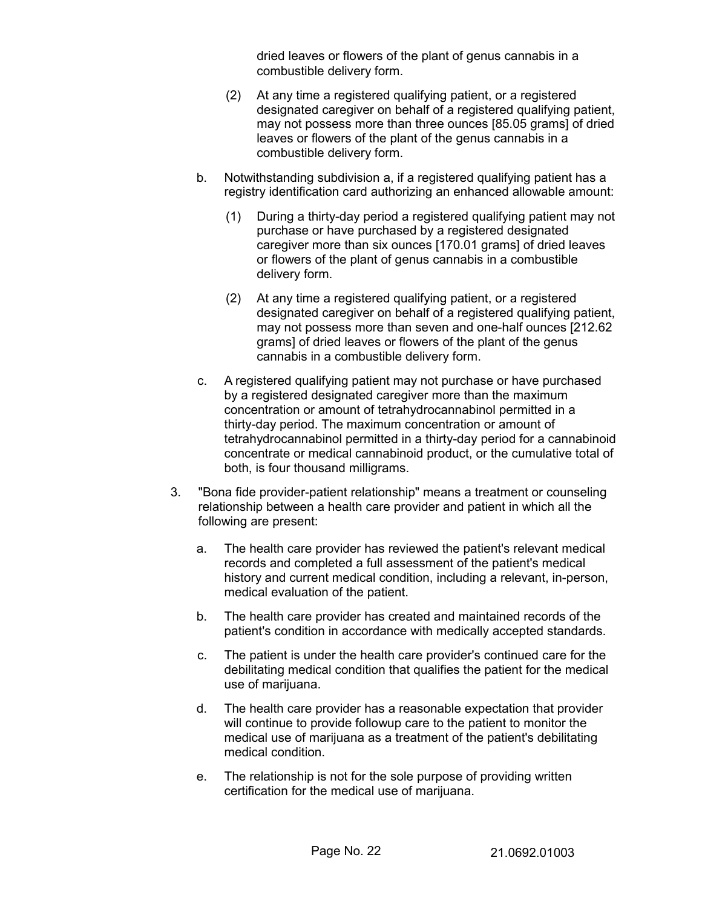dried leaves or flowers of the plant of genus cannabis in a combustible delivery form.

(2) At any time a registered qualifying patient, or a registered designated caregiver on behalf of a registered qualifying patient, may not possess more than three ounces [85.05 grams] of dried leaves or flowers of the plant of the genus cannabis in a combustible delivery form.

b. Notwithstanding subdivision a, if a registered qualifying patient has a registry identification card authorizing an enhanced allowable amount:

(1) During a thirty-day period a registered qualifying patient may not purchase or have purchased by a registered designated caregiver more than six ounces [170.01 grams] of dried leaves or flowers of the plant of genus cannabis in a combustible delivery form.

(2) At any time a registered qualifying patient, or a registered designated caregiver on behalf of a registered qualifying patient, may not possess more than seven and one-half ounces [212.62 grams] of dried leaves or flowers of the plant of the genus cannabis in a combustible delivery form.

c. A registered qualifying patient may not purchase or have purchased by a registered designated caregiver more than the maximum concentration or amount of tetrahydrocannabinol permitted in a thirty-day period. The maximum concentration or amount of tetrahydrocannabinol permitted in a thirty-day period for a cannabinoid concentrate or medical cannabinoid product, or the cumulative total of both, is four thousand milligrams.

3. "Bona fide provider-patient relationship" means a treatment or counseling relationship between a health care provider and patient in which all the following are present:

a. The health care provider has reviewed the patient's relevant medical records and completed a full assessment of the patient's medical history and current medical condition, including a relevant, in-person, medical evaluation of the patient.

b. The health care provider has created and maintained records of the patient's condition in accordance with medically accepted standards.

c. The patient is under the health care provider's continued care for the debilitating medical condition that qualifies the patient for the medical use of marijuana.

d. The health care provider has a reasonable expectation that provider will continue to provide followup care to the patient to monitor the medical use of marijuana as a treatment of the patient's debilitating medical condition.

e. The relationship is not for the sole purpose of providing written certification for the medical use of marijuana.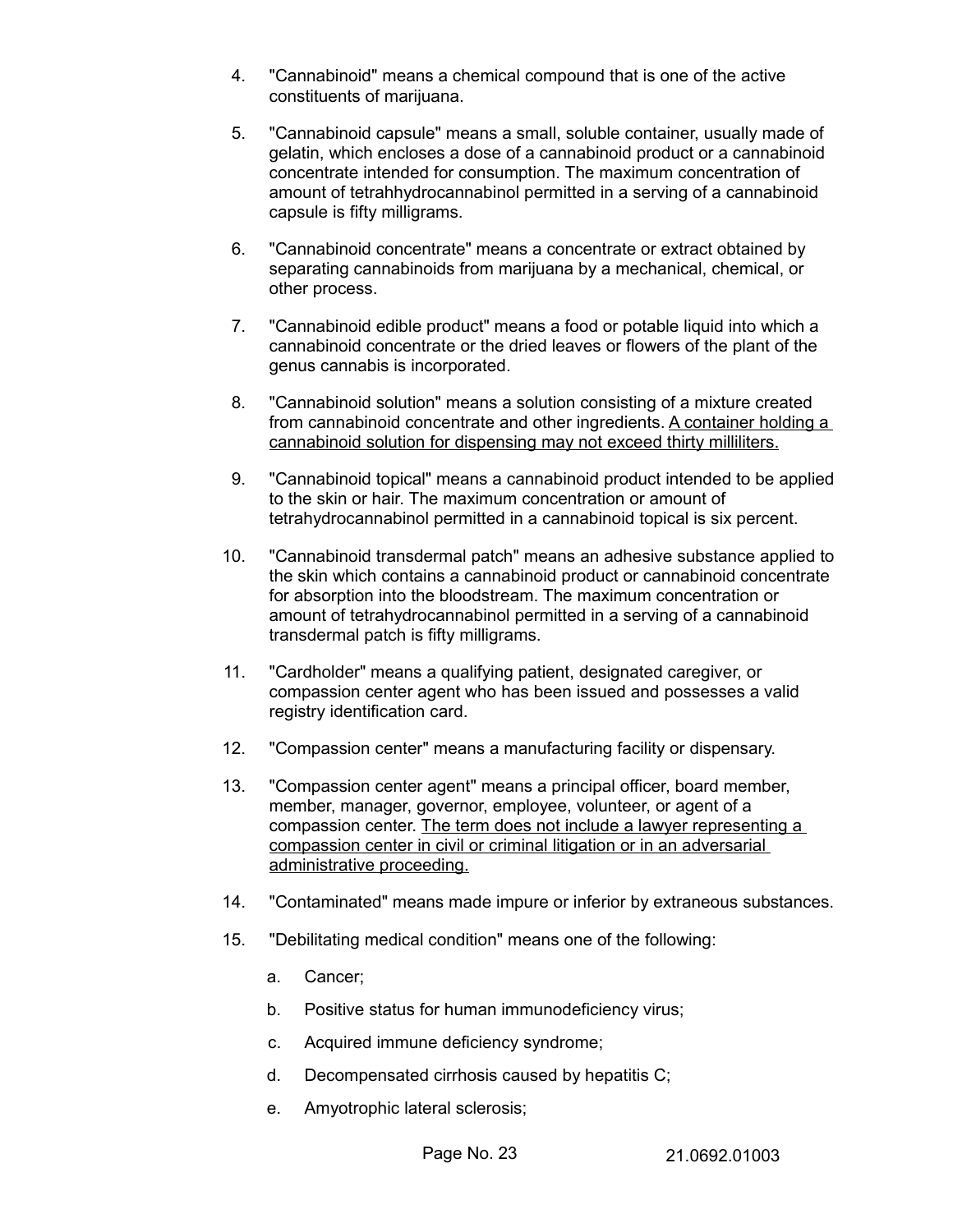4. "Cannabinoid" means a chemical compound that is one of the active constituents of marijuana.

5. "Cannabinoid capsule" means a small, soluble container, usually made of gelatin, which encloses a dose of a cannabinoid product or a cannabinoid concentrate intended for consumption. The maximum concentration of amount of tetrahhydrocannabinol permitted in a serving of a cannabinoid capsule is fifty milligrams.

6. "Cannabinoid concentrate" means a concentrate or extract obtained by separating cannabinoids from marijuana by a mechanical, chemical, or other process.

7. "Cannabinoid edible product" means a food or potable liquid into which a cannabinoid concentrate or the dried leaves or flowers of the plant of the genus cannabis is incorporated.

8. "Cannabinoid solution" means a solution consisting of a mixture created from cannabinoid concentrate and other ingredients. <u>A container holding a cannabinoid solution for dispensing may not exceed thirty milliliters.</u>

9. "Cannabinoid topical" means a cannabinoid product intended to be applied to the skin or hair. The maximum concentration or amount of tetrahydrocannabinol permitted in a cannabinoid topical is six percent.

10. "Cannabinoid transdermal patch" means an adhesive substance applied to the skin which contains a cannabinoid product or cannabinoid concentrate for absorption into the bloodstream. The maximum concentration or amount of tetrahydrocannabinol permitted in a serving of a cannabinoid transdermal patch is fifty milligrams.

11. "Cardholder" means a qualifying patient, designated caregiver, or compassion center agent who has been issued and possesses a valid registry identification card.

12. "Compassion center" means a manufacturing facility or dispensary.

13. "Compassion center agent" means a principal officer, board member, member, manager, governor, employee, volunteer, or agent of a compassion center. <u>The term does not include a lawyer representing a compassion center in civil or criminal litigation or in an adversarial administrative proceeding.</u>

14. "Contaminated" means made impure or inferior by extraneous substances.

15. "Debilitating medical condition" means one of the following:

    a. Cancer;

    b. Positive status for human immunodeficiency virus;

    c. Acquired immune deficiency syndrome;

    d. Decompensated cirrhosis caused by hepatitis C;

    e. Amyotrophic lateral sclerosis;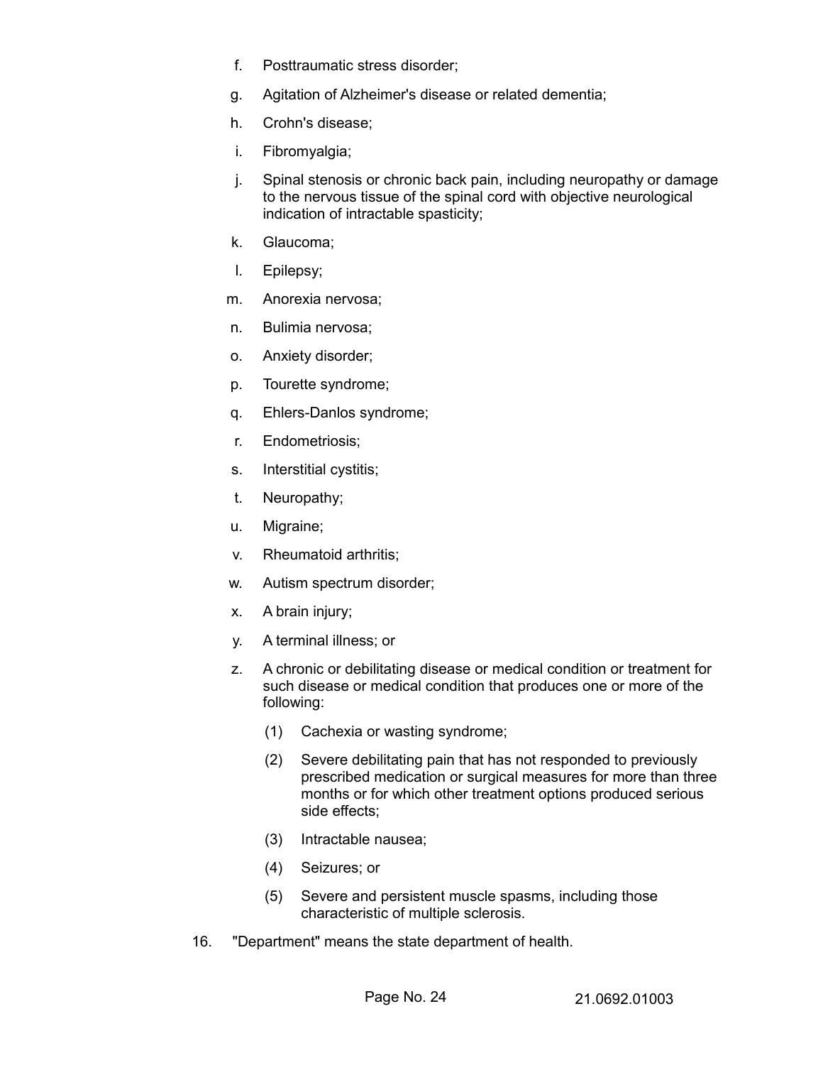f. Posttraumatic stress disorder;

g. Agitation of Alzheimer's disease or related dementia;

h. Crohn's disease;

i. Fibromyalgia;

j. Spinal stenosis or chronic back pain, including neuropathy or damage to the nervous tissue of the spinal cord with objective neurological indication of intractable spasticity;

k. Glaucoma;

l. Epilepsy;

m. Anorexia nervosa;

n. Bulimia nervosa;

o. Anxiety disorder;

p. Tourette syndrome;

q. Ehlers-Danlos syndrome;

r. Endometriosis;

s. Interstitial cystitis;

t. Neuropathy;

u. Migraine;

v. Rheumatoid arthritis;

w. Autism spectrum disorder;

x. A brain injury;

y. A terminal illness; or

z. A chronic or debilitating disease or medical condition or treatment for such disease or medical condition that produces one or more of the following:

    (1) Cachexia or wasting syndrome;

    (2) Severe debilitating pain that has not responded to previously prescribed medication or surgical measures for more than three months or for which other treatment options produced serious side effects;

    (3) Intractable nausea;

    (4) Seizures; or

    (5) Severe and persistent muscle spasms, including those characteristic of multiple sclerosis.

16. "Department" means the state department of health.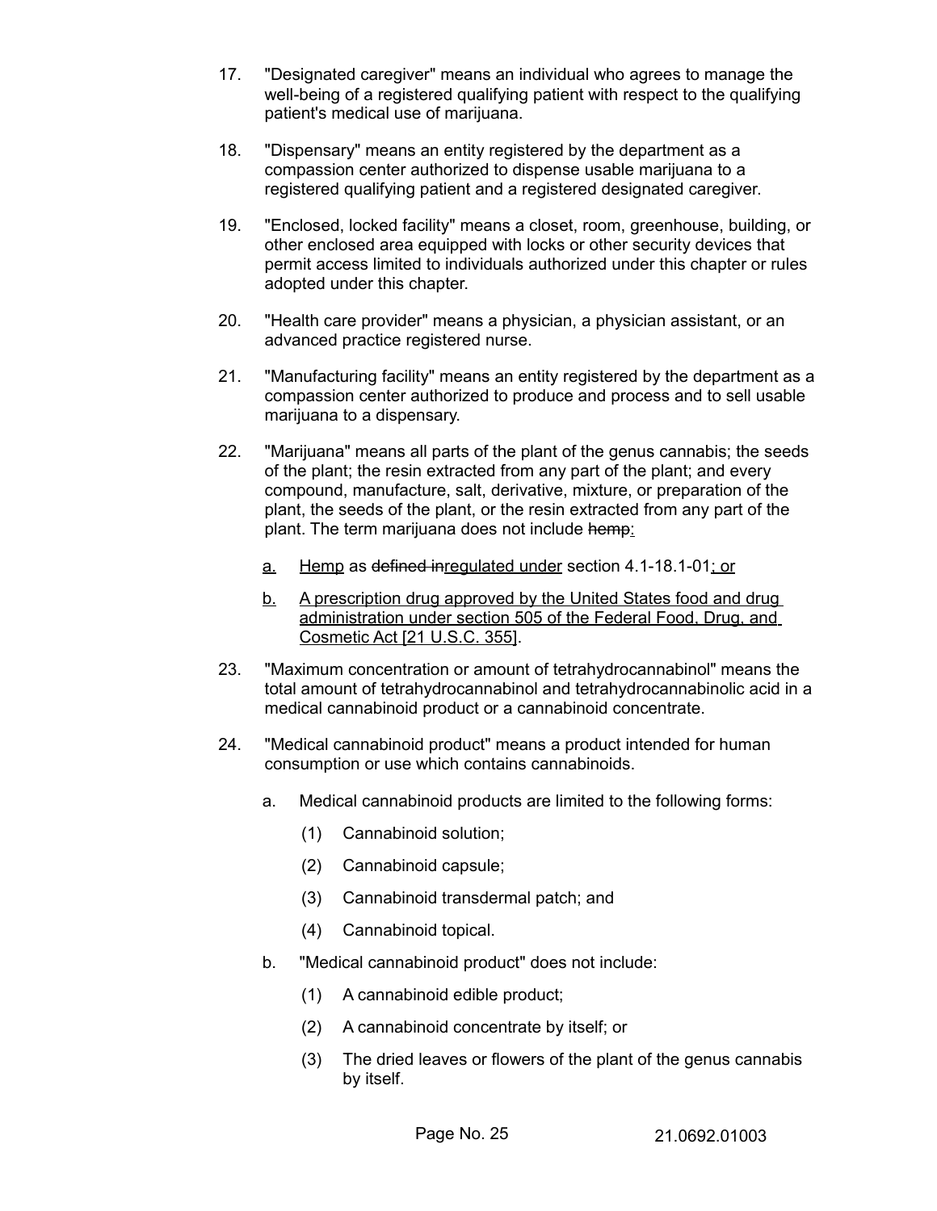17. "Designated caregiver" means an individual who agrees to manage the well-being of a registered qualifying patient with respect to the qualifying patient's medical use of marijuana.

18. "Dispensary" means an entity registered by the department as a compassion center authorized to dispense usable marijuana to a registered qualifying patient and a registered designated caregiver.

19. "Enclosed, locked facility" means a closet, room, greenhouse, building, or other enclosed area equipped with locks or other security devices that permit access limited to individuals authorized under this chapter or rules adopted under this chapter.

20. "Health care provider" means a physician, a physician assistant, or an advanced practice registered nurse.

21. "Manufacturing facility" means an entity registered by the department as a compassion center authorized to produce and process and to sell usable marijuana to a dispensary.

22. "Marijuana" means all parts of the plant of the genus cannabis; the seeds of the plant; the resin extracted from any part of the plant; and every compound, manufacture, salt, derivative, mixture, or preparation of the plant, the seeds of the plant, or the resin extracted from any part of the plant. The term marijuana does not include ~~hemp~~<u>:</u>

    a. <u>Hemp</u> as ~~defined in~~<u>regulated under</u> section 4.1-18.1-01<u>; or</u>

    b. <u>A prescription drug approved by the United States food and drug administration under section 505 of the Federal Food, Drug, and Cosmetic Act [21 U.S.C. 355]</u>.

23. "Maximum concentration or amount of tetrahydrocannabinol" means the total amount of tetrahydrocannabinol and tetrahydrocannabinolic acid in a medical cannabinoid product or a cannabinoid concentrate.

24. "Medical cannabinoid product" means a product intended for human consumption or use which contains cannabinoids.

    a. Medical cannabinoid products are limited to the following forms:

        (1) Cannabinoid solution;

        (2) Cannabinoid capsule;

        (3) Cannabinoid transdermal patch; and

        (4) Cannabinoid topical.

    b. "Medical cannabinoid product" does not include:

        (1) A cannabinoid edible product;

        (2) A cannabinoid concentrate by itself; or

        (3) The dried leaves or flowers of the plant of the genus cannabis by itself.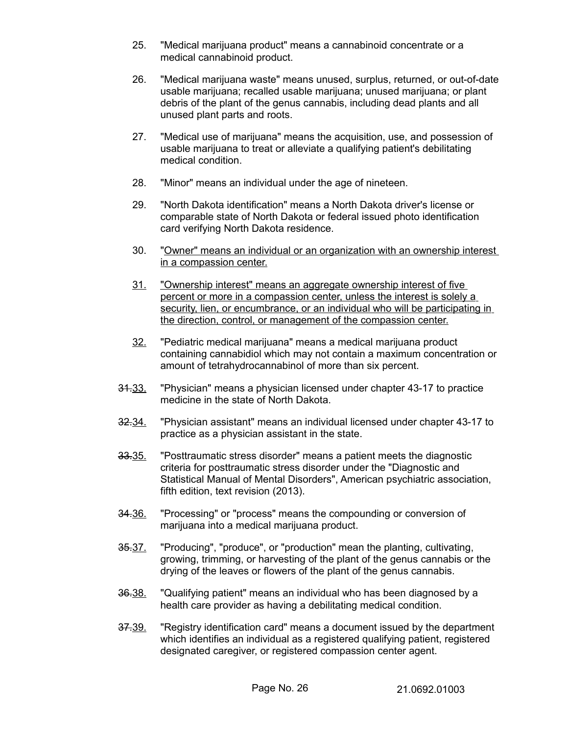25. "Medical marijuana product" means a cannabinoid concentrate or a medical cannabinoid product.

26. "Medical marijuana waste" means unused, surplus, returned, or out-of-date usable marijuana; recalled usable marijuana; unused marijuana; or plant debris of the plant of the genus cannabis, including dead plants and all unused plant parts and roots.

27. "Medical use of marijuana" means the acquisition, use, and possession of usable marijuana to treat or alleviate a qualifying patient's debilitating medical condition.

28. "Minor" means an individual under the age of nineteen.

29. "North Dakota identification" means a North Dakota driver's license or comparable state of North Dakota or federal issued photo identification card verifying North Dakota residence.

30. "Owner" means an individual or an organization with an ownership interest in a compassion center.

31. "Ownership interest" means an aggregate ownership interest of five percent or more in a compassion center, unless the interest is solely a security, lien, or encumbrance, or an individual who will be participating in the direction, control, or management of the compassion center.

32. "Pediatric medical marijuana" means a medical marijuana product containing cannabidiol which may not contain a maximum concentration or amount of tetrahydrocannabinol of more than six percent.

~~31.~~33. "Physician" means a physician licensed under chapter 43-17 to practice medicine in the state of North Dakota.

~~32.~~34. "Physician assistant" means an individual licensed under chapter 43-17 to practice as a physician assistant in the state.

~~33.~~35. "Posttraumatic stress disorder" means a patient meets the diagnostic criteria for posttraumatic stress disorder under the "Diagnostic and Statistical Manual of Mental Disorders", American psychiatric association, fifth edition, text revision (2013).

~~34.~~36. "Processing" or "process" means the compounding or conversion of marijuana into a medical marijuana product.

~~35.~~37. "Producing", "produce", or "production" mean the planting, cultivating, growing, trimming, or harvesting of the plant of the genus cannabis or the drying of the leaves or flowers of the plant of the genus cannabis.

~~36.~~38. "Qualifying patient" means an individual who has been diagnosed by a health care provider as having a debilitating medical condition.

~~37.~~39. "Registry identification card" means a document issued by the department which identifies an individual as a registered qualifying patient, registered designated caregiver, or registered compassion center agent.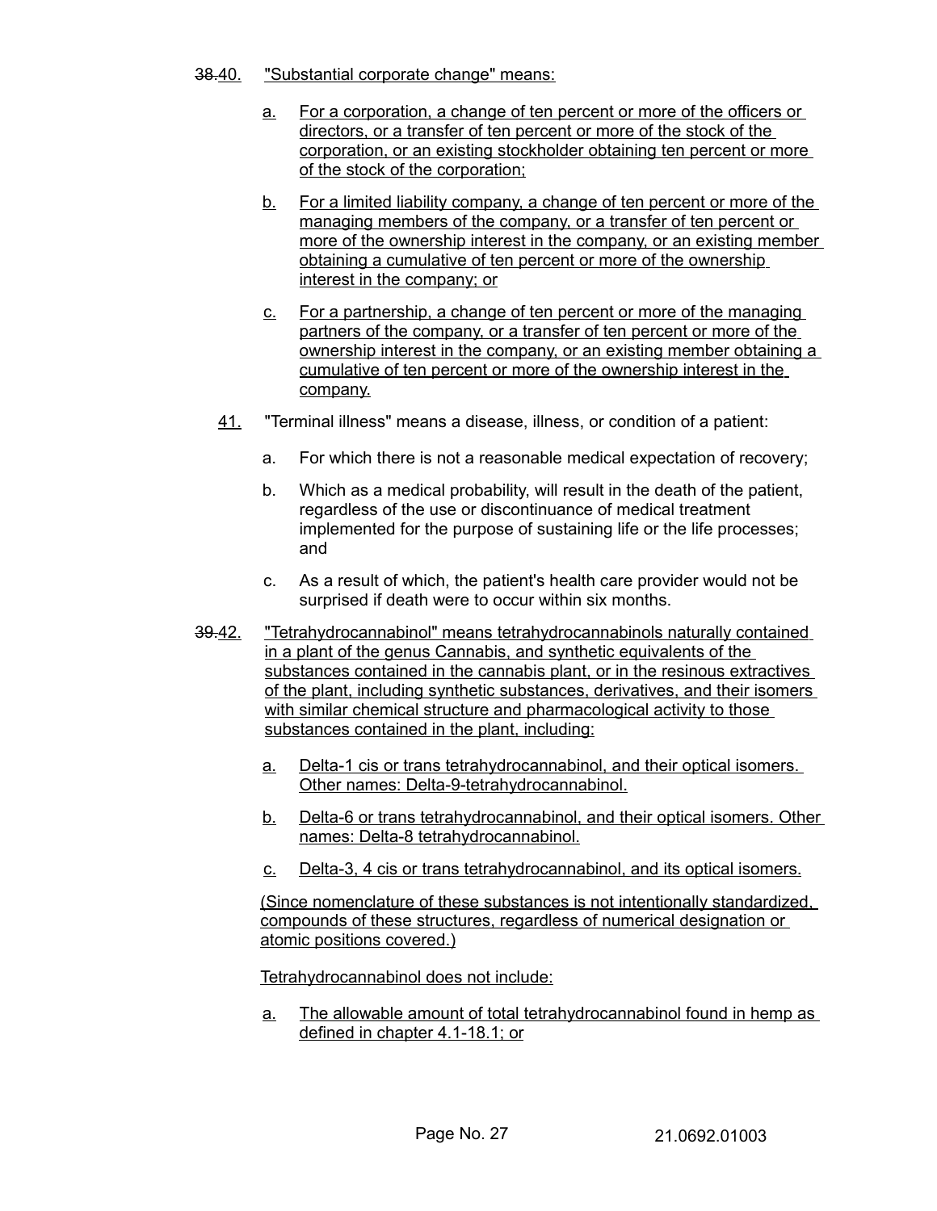~~38.~~40. "Substantial corporate change" means:

   a. For a corporation, a change of ten percent or more of the officers or directors, or a transfer of ten percent or more of the stock of the corporation, or an existing stockholder obtaining ten percent or more of the stock of the corporation;

   b. For a limited liability company, a change of ten percent or more of the managing members of the company, or a transfer of ten percent or more of the ownership interest in the company, or an existing member obtaining a cumulative of ten percent or more of the ownership interest in the company; or

   c. For a partnership, a change of ten percent or more of the managing partners of the company, or a transfer of ten percent or more of the ownership interest in the company, or an existing member obtaining a cumulative of ten percent or more of the ownership interest in the company.

41. "Terminal illness" means a disease, illness, or condition of a patient:

   a. For which there is not a reasonable medical expectation of recovery;

   b. Which as a medical probability, will result in the death of the patient, regardless of the use or discontinuance of medical treatment implemented for the purpose of sustaining life or the life processes; and

   c. As a result of which, the patient's health care provider would not be surprised if death were to occur within six months.

~~39.~~42. "Tetrahydrocannabinol" means tetrahydrocannabinols naturally contained in a plant of the genus Cannabis, and synthetic equivalents of the substances contained in the cannabis plant, or in the resinous extractives of the plant, including synthetic substances, derivatives, and their isomers with similar chemical structure and pharmacological activity to those substances contained in the plant, including:

   a. Delta-1 cis or trans tetrahydrocannabinol, and their optical isomers. Other names: Delta-9-tetrahydrocannabinol.

   b. Delta-6 or trans tetrahydrocannabinol, and their optical isomers. Other names: Delta-8 tetrahydrocannabinol.

   c. Delta-3, 4 cis or trans tetrahydrocannabinol, and its optical isomers.

   (Since nomenclature of these substances is not intentionally standardized, compounds of these structures, regardless of numerical designation or atomic positions covered.)

   Tetrahydrocannabinol does not include:

   a. The allowable amount of total tetrahydrocannabinol found in hemp as defined in chapter 4.1-18.1; or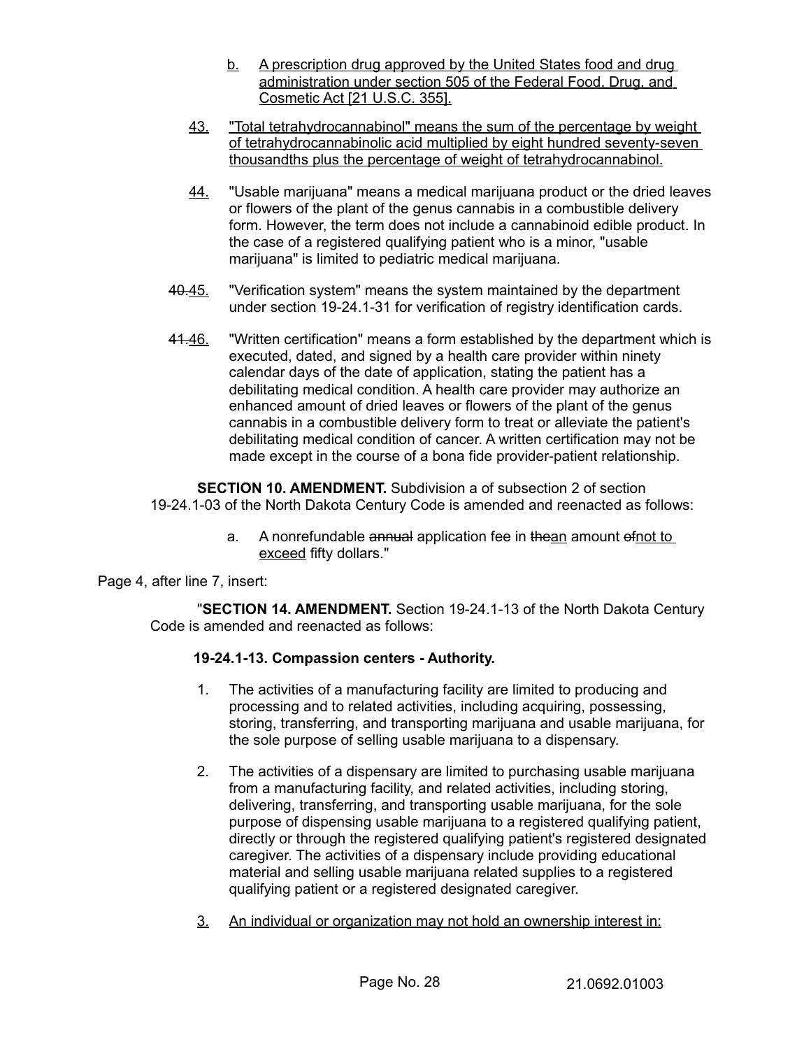b. A prescription drug approved by the United States food and drug administration under section 505 of the Federal Food, Drug, and Cosmetic Act [21 U.S.C. 355].

43. "Total tetrahydrocannabinol" means the sum of the percentage by weight of tetrahydrocannabinolic acid multiplied by eight hundred seventy-seven thousandths plus the percentage of weight of tetrahydrocannabinol.

44. "Usable marijuana" means a medical marijuana product or the dried leaves or flowers of the plant of the genus cannabis in a combustible delivery form. However, the term does not include a cannabinoid edible product. In the case of a registered qualifying patient who is a minor, "usable marijuana" is limited to pediatric medical marijuana.

~~40.~~45. "Verification system" means the system maintained by the department under section 19-24.1-31 for verification of registry identification cards.

~~41.~~46. "Written certification" means a form established by the department which is executed, dated, and signed by a health care provider within ninety calendar days of the date of application, stating the patient has a debilitating medical condition. A health care provider may authorize an enhanced amount of dried leaves or flowers of the plant of the genus cannabis in a combustible delivery form to treat or alleviate the patient's debilitating medical condition of cancer. A written certification may not be made except in the course of a bona fide provider-patient relationship.

**SECTION 10. AMENDMENT.** Subdivision a of subsection 2 of section 19-24.1-03 of the North Dakota Century Code is amended and reenacted as follows:

a. A nonrefundable ~~annual~~ application fee in ~~the~~an amount ~~of~~not to exceed fifty dollars."

Page 4, after line 7, insert:

"**SECTION 14. AMENDMENT.** Section 19-24.1-13 of the North Dakota Century Code is amended and reenacted as follows:

**19-24.1-13. Compassion centers - Authority.**

1. The activities of a manufacturing facility are limited to producing and processing and to related activities, including acquiring, possessing, storing, transferring, and transporting marijuana and usable marijuana, for the sole purpose of selling usable marijuana to a dispensary.

2. The activities of a dispensary are limited to purchasing usable marijuana from a manufacturing facility, and related activities, including storing, delivering, transferring, and transporting usable marijuana, for the sole purpose of dispensing usable marijuana to a registered qualifying patient, directly or through the registered qualifying patient's registered designated caregiver. The activities of a dispensary include providing educational material and selling usable marijuana related supplies to a registered qualifying patient or a registered designated caregiver.

3. An individual or organization may not hold an ownership interest in: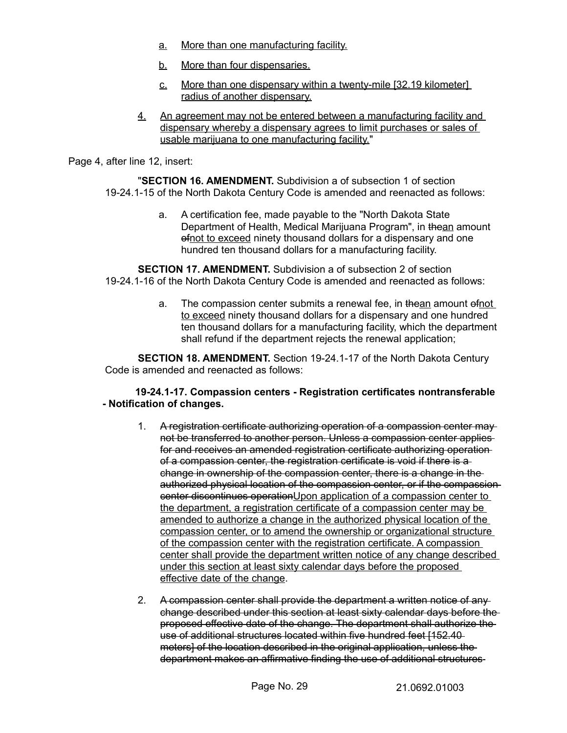a. More than one manufacturing facility.

b. More than four dispensaries.

c. More than one dispensary within a twenty-mile [32.19 kilometer] radius of another dispensary.

4. An agreement may not be entered between a manufacturing facility and dispensary whereby a dispensary agrees to limit purchases or sales of usable marijuana to one manufacturing facility."

Page 4, after line 12, insert:

"**SECTION 16. AMENDMENT.** Subdivision a of subsection 1 of section 19-24.1-15 of the North Dakota Century Code is amended and reenacted as follows:

a. A certification fee, made payable to the "North Dakota State Department of Health, Medical Marijuana Program", in ~~the~~an amount ~~of~~not to exceed ninety thousand dollars for a dispensary and one hundred ten thousand dollars for a manufacturing facility.

**SECTION 17. AMENDMENT.** Subdivision a of subsection 2 of section 19-24.1-16 of the North Dakota Century Code is amended and reenacted as follows:

a. The compassion center submits a renewal fee, in ~~the~~an amount ~~of~~not to exceed ninety thousand dollars for a dispensary and one hundred ten thousand dollars for a manufacturing facility, which the department shall refund if the department rejects the renewal application;

**SECTION 18. AMENDMENT.** Section 19-24.1-17 of the North Dakota Century Code is amended and reenacted as follows:

**19-24.1-17. Compassion centers - Registration certificates nontransferable - Notification of changes.**

1. ~~A registration certificate authorizing operation of a compassion center may not be transferred to another person. Unless a compassion center applies for and receives an amended registration certificate authorizing operation of a compassion center, the registration certificate is void if there is a change in ownership of the compassion center, there is a change in the authorized physical location of the compassion center, or if the compassion center discontinues operation~~Upon application of a compassion center to the department, a registration certificate of a compassion center may be amended to authorize a change in the authorized physical location of the compassion center, or to amend the ownership or organizational structure of the compassion center with the registration certificate. A compassion center shall provide the department written notice of any change described under this section at least sixty calendar days before the proposed effective date of the change.

2. ~~A compassion center shall provide the department a written notice of any change described under this section at least sixty calendar days before the proposed effective date of the change. The department shall authorize the use of additional structures located within five hundred feet [152.40 meters] of the location described in the original application, unless the department makes an affirmative finding the use of additional structures~~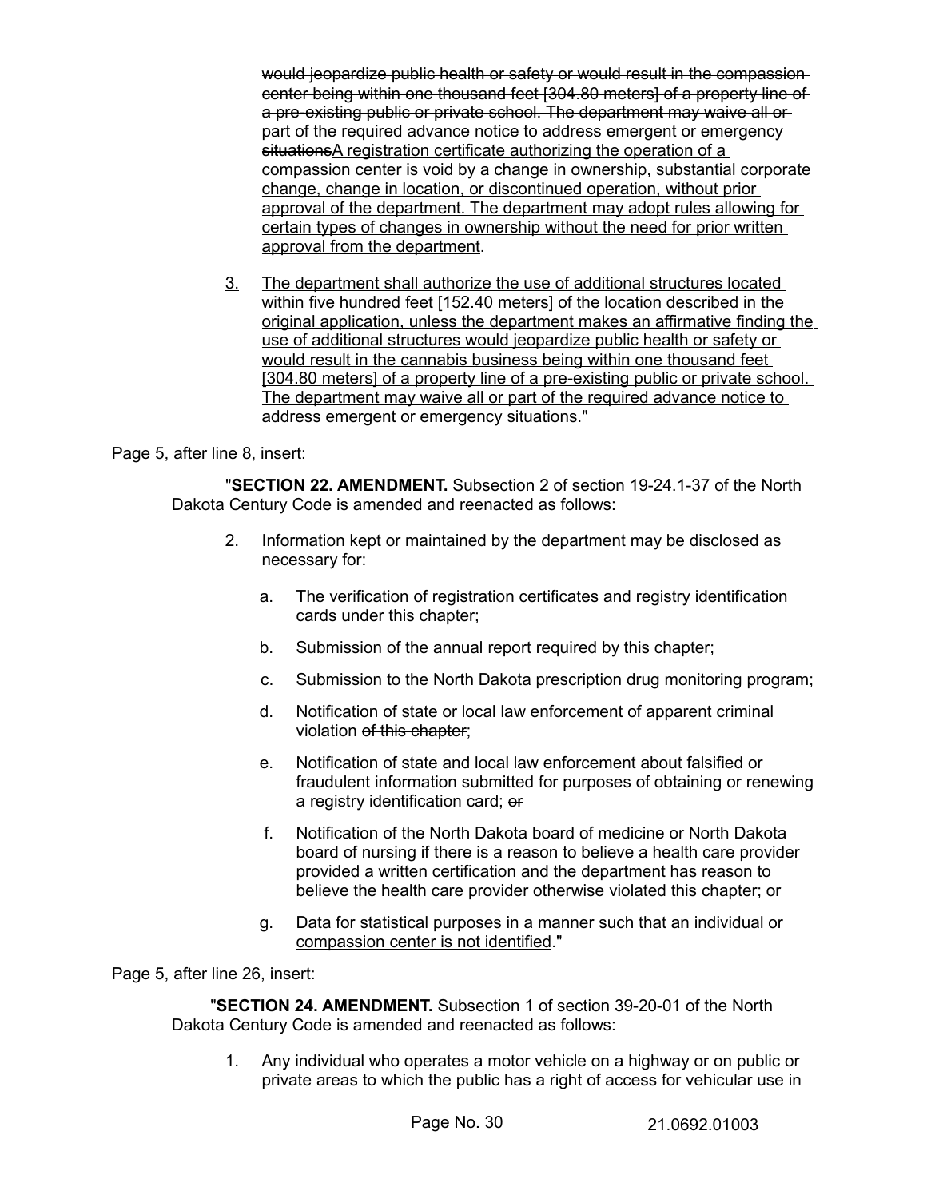~~would jeopardize public health or safety or would result in the compassion center being within one thousand feet [304.80 meters] of a property line of a pre-existing public or private school. The department may waive all or part of the required advance notice to address emergent or emergency situations~~<u>A registration certificate authorizing the operation of a compassion center is void by a change in ownership, substantial corporate change, change in location, or discontinued operation, without prior approval of the department. The department may adopt rules allowing for certain types of changes in ownership without the need for prior written approval from the department</u>.

<u>3.</u> <u>The department shall authorize the use of additional structures located within five hundred feet [152.40 meters] of the location described in the original application, unless the department makes an affirmative finding the use of additional structures would jeopardize public health or safety or would result in the cannabis business being within one thousand feet [304.80 meters] of a property line of a pre-existing public or private school. The department may waive all or part of the required advance notice to address emergent or emergency situations.</u>"

Page 5, after line 8, insert:

"**SECTION 22. AMENDMENT.** Subsection 2 of section 19-24.1-37 of the North Dakota Century Code is amended and reenacted as follows:

2. Information kept or maintained by the department may be disclosed as necessary for:

   a. The verification of registration certificates and registry identification cards under this chapter;

   b. Submission of the annual report required by this chapter;

   c. Submission to the North Dakota prescription drug monitoring program;

   d. Notification of state or local law enforcement of apparent criminal violation ~~of this chapter~~;

   e. Notification of state and local law enforcement about falsified or fraudulent information submitted for purposes of obtaining or renewing a registry identification card; ~~or~~

   f. Notification of the North Dakota board of medicine or North Dakota board of nursing if there is a reason to believe a health care provider provided a written certification and the department has reason to believe the health care provider otherwise violated this chapter<u>; or</u>

   <u>g.</u> <u>Data for statistical purposes in a manner such that an individual or compassion center is not identified</u>."

Page 5, after line 26, insert:

"**SECTION 24. AMENDMENT.** Subsection 1 of section 39-20-01 of the North Dakota Century Code is amended and reenacted as follows:

1. Any individual who operates a motor vehicle on a highway or on public or private areas to which the public has a right of access for vehicular use in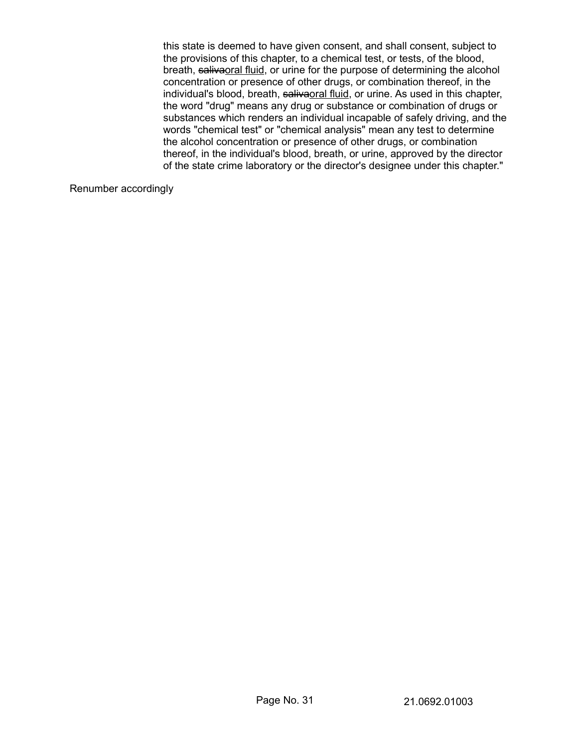this state is deemed to have given consent, and shall consent, subject to the provisions of this chapter, to a chemical test, or tests, of the blood, breath, ~~saliva~~<u>oral fluid</u>, or urine for the purpose of determining the alcohol concentration or presence of other drugs, or combination thereof, in the individual's blood, breath, ~~saliva~~<u>oral fluid</u>, or urine. As used in this chapter, the word "drug" means any drug or substance or combination of drugs or substances which renders an individual incapable of safely driving, and the words "chemical test" or "chemical analysis" mean any test to determine the alcohol concentration or presence of other drugs, or combination thereof, in the individual's blood, breath, or urine, approved by the director of the state crime laboratory or the director's designee under this chapter."

Renumber accordingly

21.0692.01003